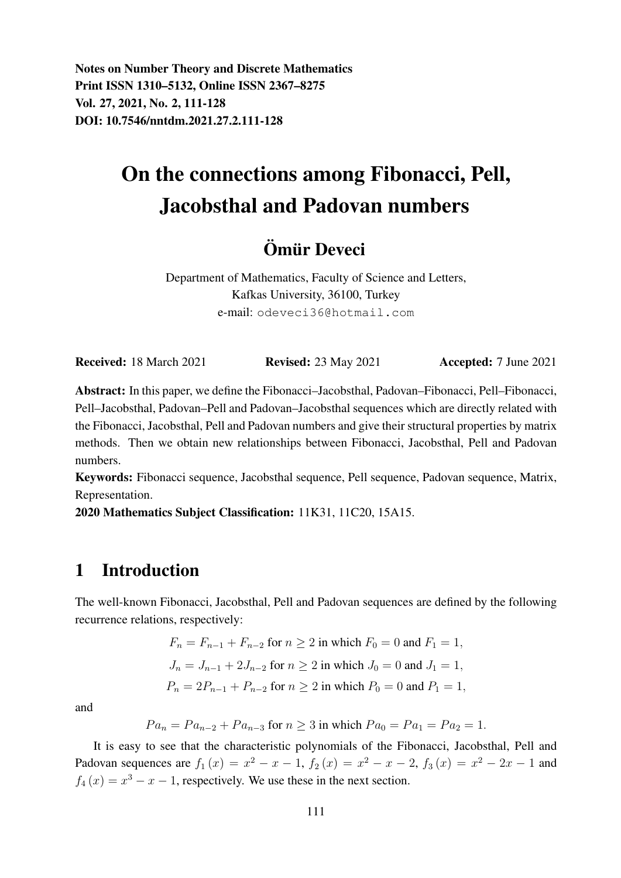**Notes on Number Theory and Discrete Mathematics**
**Print ISSN 1310–5132, Online ISSN 2367–8275**
**Vol. 27, 2021, No. 2, 111-128**
**DOI: 10.7546/nntdm.2021.27.2.111-128**

# On the connections among Fibonacci, Pell, Jacobsthal and Padovan numbers

## Ömür Deveci

Department of Mathematics, Faculty of Science and Letters,
Kafkas University, 36100, Turkey
e-mail: odeveci36@hotmail.com

**Received:** 18 March 2021 **Revised:** 23 May 2021 **Accepted:** 7 June 2021

**Abstract:** In this paper, we define the Fibonacci–Jacobsthal, Padovan–Fibonacci, Pell–Fibonacci, Pell–Jacobsthal, Padovan–Pell and Padovan–Jacobsthal sequences which are directly related with the Fibonacci, Jacobsthal, Pell and Padovan numbers and give their structural properties by matrix methods. Then we obtain new relationships between Fibonacci, Jacobsthal, Pell and Padovan numbers.

**Keywords:** Fibonacci sequence, Jacobsthal sequence, Pell sequence, Padovan sequence, Matrix, Representation.

**2020 Mathematics Subject Classification:** 11K31, 11C20, 15A15.

## 1 Introduction

The well-known Fibonacci, Jacobsthal, Pell and Padovan sequences are defined by the following recurrence relations, respectively:

$$F_n = F_{n-1} + F_{n-2} \text{ for } n \geq 2 \text{ in which } F_0 = 0 \text{ and } F_1 = 1,$$

$$J_n = J_{n-1} + 2J_{n-2} \text{ for } n \geq 2 \text{ in which } J_0 = 0 \text{ and } J_1 = 1,$$

$$P_n = 2P_{n-1} + P_{n-2} \text{ for } n \geq 2 \text{ in which } P_0 = 0 \text{ and } P_1 = 1,$$

and

$$Pa_n = Pa_{n-2} + Pa_{n-3} \text{ for } n \geq 3 \text{ in which } Pa_0 = Pa_1 = Pa_2 = 1.$$

It is easy to see that the characteristic polynomials of the Fibonacci, Jacobsthal, Pell and Padovan sequences are $f_1(x) = x^2 - x - 1$, $f_2(x) = x^2 - x - 2$, $f_3(x) = x^2 - 2x - 1$ and $f_4(x) = x^3 - x - 1$, respectively. We use these in the next section.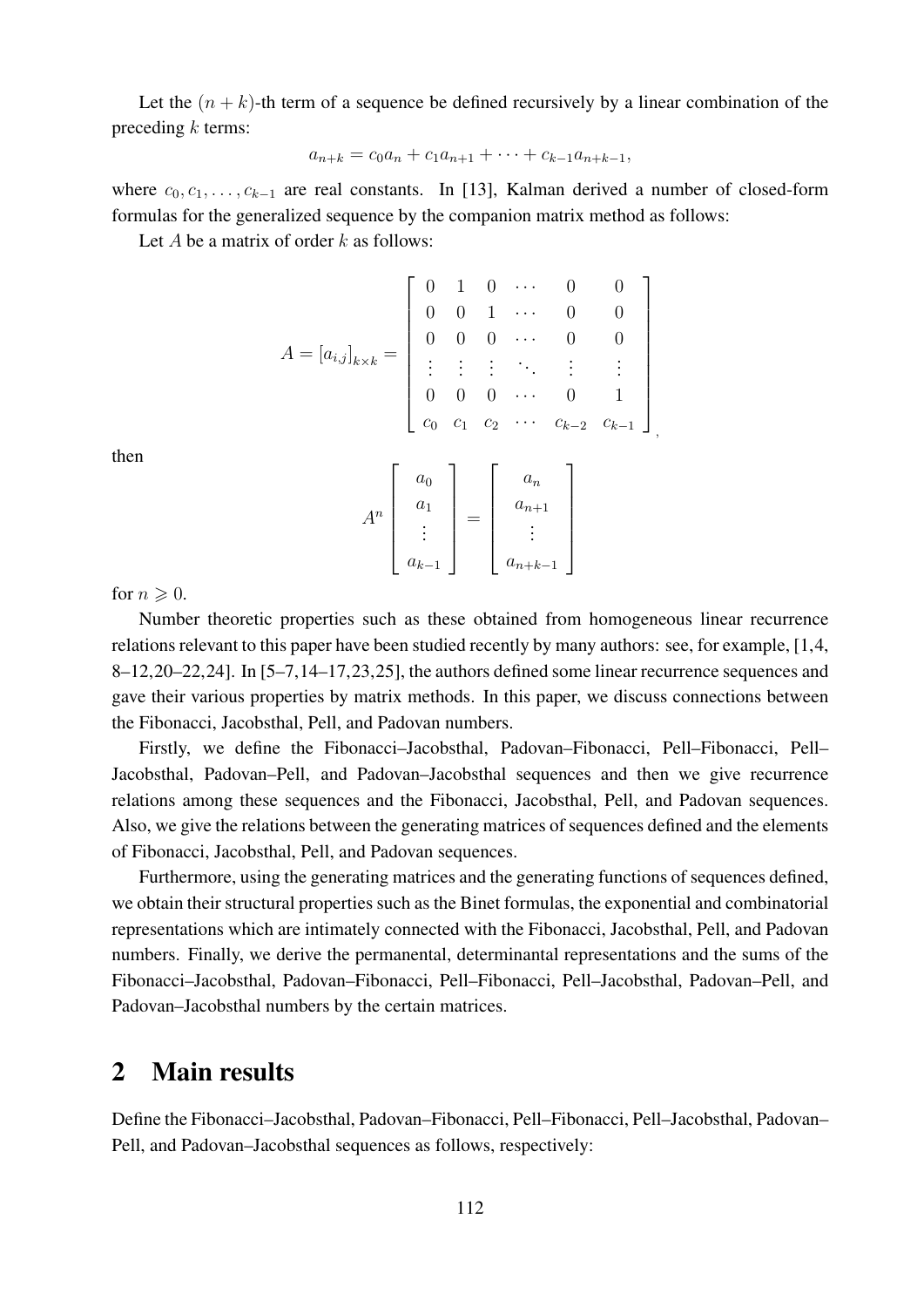Let the $(n+k)$-th term of a sequence be defined recursively by a linear combination of the preceding $k$ terms:

$$a_{n+k} = c_0 a_n + c_1 a_{n+1} + \cdots + c_{k-1} a_{n+k-1},$$

where $c_0, c_1, \ldots, c_{k-1}$ are real constants. In [13], Kalman derived a number of closed-form formulas for the generalized sequence by the companion matrix method as follows:

Let $A$ be a matrix of order $k$ as follows:

$$A = [a_{i,j}]_{k\times k} = \begin{bmatrix} 0 & 1 & 0 & \cdots & 0 & 0 \\ 0 & 0 & 1 & \cdots & 0 & 0 \\ 0 & 0 & 0 & \cdots & 0 & 0 \\ \vdots & \vdots & \vdots & \ddots & \vdots & \vdots \\ 0 & 0 & 0 & \cdots & 0 & 1 \\ c_0 & c_1 & c_2 & \cdots & c_{k-2} & c_{k-1} \end{bmatrix},$$

then

$$A^n \begin{bmatrix} a_0 \\ a_1 \\ \vdots \\ a_{k-1} \end{bmatrix} = \begin{bmatrix} a_n \\ a_{n+1} \\ \vdots \\ a_{n+k-1} \end{bmatrix}$$

for $n \geqslant 0$.

Number theoretic properties such as these obtained from homogeneous linear recurrence relations relevant to this paper have been studied recently by many authors: see, for example, [1,4, 8–12,20–22,24]. In [5–7,14–17,23,25], the authors defined some linear recurrence sequences and gave their various properties by matrix methods. In this paper, we discuss connections between the Fibonacci, Jacobsthal, Pell, and Padovan numbers.

Firstly, we define the Fibonacci–Jacobsthal, Padovan–Fibonacci, Pell–Fibonacci, Pell–Jacobsthal, Padovan–Pell, and Padovan–Jacobsthal sequences and then we give recurrence relations among these sequences and the Fibonacci, Jacobsthal, Pell, and Padovan sequences. Also, we give the relations between the generating matrices of sequences defined and the elements of Fibonacci, Jacobsthal, Pell, and Padovan sequences.

Furthermore, using the generating matrices and the generating functions of sequences defined, we obtain their structural properties such as the Binet formulas, the exponential and combinatorial representations which are intimately connected with the Fibonacci, Jacobsthal, Pell, and Padovan numbers. Finally, we derive the permanental, determinantal representations and the sums of the Fibonacci–Jacobsthal, Padovan–Fibonacci, Pell–Fibonacci, Pell–Jacobsthal, Padovan–Pell, and Padovan–Jacobsthal numbers by the certain matrices.

## 2 Main results

Define the Fibonacci–Jacobsthal, Padovan–Fibonacci, Pell–Fibonacci, Pell–Jacobsthal, Padovan–Pell, and Padovan–Jacobsthal sequences as follows, respectively: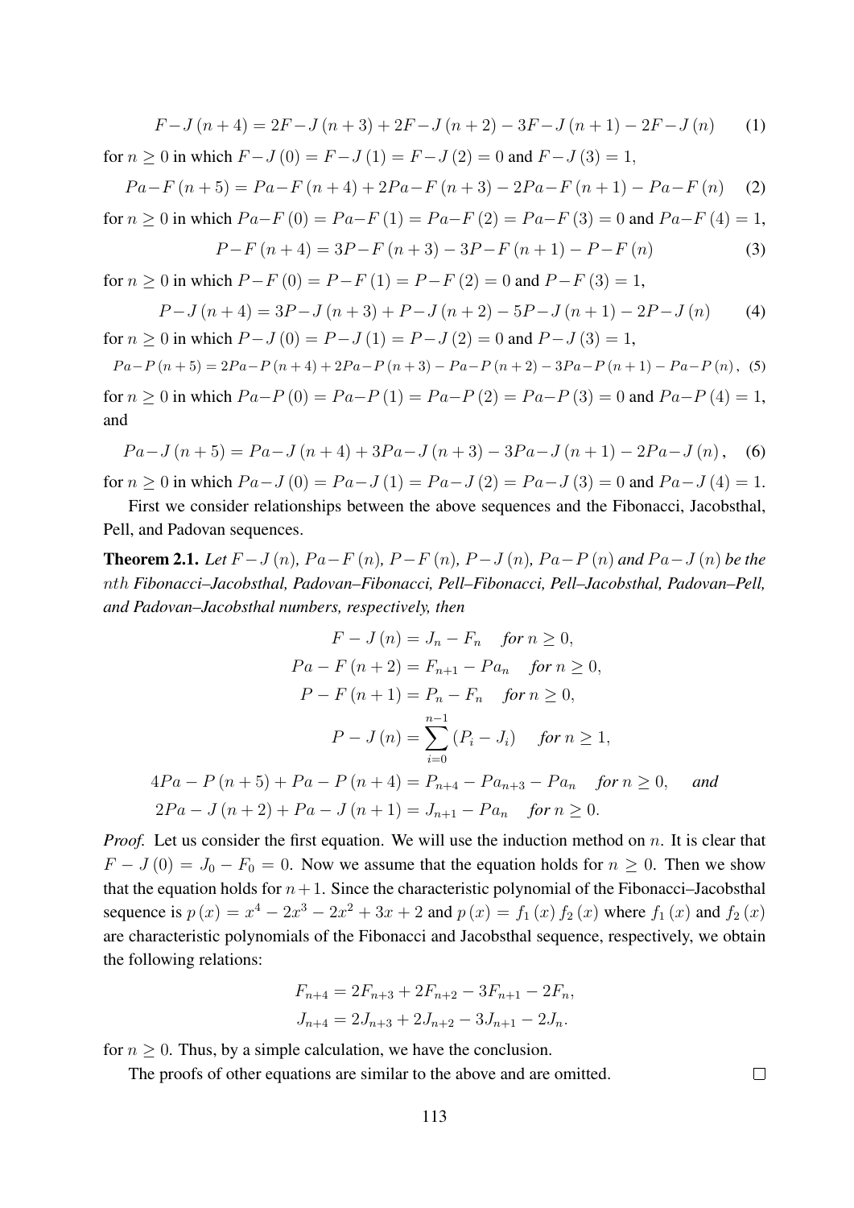$$F\!-\!J\left(n+4\right)=2F\!-\!J\left(n+3\right)+2F\!-\!J\left(n+2\right)-3F\!-\!J\left(n+1\right)-2F\!-\!J\left(n\right) \tag{1}$$

for $n\geq 0$ in which $F\!-\!J\left(0\right)=F\!-\!J\left(1\right)=F\!-\!J\left(2\right)=0$ and $F\!-\!J\left(3\right)=1$,

$$Pa\!-\!F\left(n+5\right)=Pa\!-\!F\left(n+4\right)+2Pa\!-\!F\left(n+3\right)-2Pa\!-\!F\left(n+1\right)-Pa\!-\!F\left(n\right) \tag{2}$$

for $n\geq 0$ in which $Pa\!-\!F\left(0\right)=Pa\!-\!F\left(1\right)=Pa\!-\!F\left(2\right)=Pa\!-\!F\left(3\right)=0$ and $Pa\!-\!F\left(4\right)=1$,

$$P\!-\!F\left(n+4\right)=3P\!-\!F\left(n+3\right)-3P\!-\!F\left(n+1\right)-P\!-\!F\left(n\right) \tag{3}$$

for $n\geq 0$ in which $P\!-\!F\left(0\right)=P\!-\!F\left(1\right)=P\!-\!F\left(2\right)=0$ and $P\!-\!F\left(3\right)=1$,

$$P\!-\!J\left(n+4\right)=3P\!-\!J\left(n+3\right)+P\!-\!J\left(n+2\right)-5P\!-\!J\left(n+1\right)-2P\!-\!J\left(n\right) \tag{4}$$

for $n\geq 0$ in which $P\!-\!J\left(0\right)=P\!-\!J\left(1\right)=P\!-\!J\left(2\right)=0$ and $P\!-\!J\left(3\right)=1$,

$$Pa\!-\!P\left(n+5\right)=2Pa\!-\!P\left(n+4\right)+2Pa\!-\!P\left(n+3\right)-Pa\!-\!P\left(n+2\right)-3Pa\!-\!P\left(n+1\right)-Pa\!-\!P\left(n\right), \tag{5}$$

for $n\geq 0$ in which $Pa\!-\!P\left(0\right)=Pa\!-\!P\left(1\right)=Pa\!-\!P\left(2\right)=Pa\!-\!P\left(3\right)=0$ and $Pa\!-\!P\left(4\right)=1$, and

$$Pa\!-\!J\left(n+5\right)=Pa\!-\!J\left(n+4\right)+3Pa\!-\!J\left(n+3\right)-3Pa\!-\!J\left(n+1\right)-2Pa\!-\!J\left(n\right), \tag{6}$$

for $n\geq 0$ in which $Pa\!-\!J\left(0\right)=Pa\!-\!J\left(1\right)=Pa\!-\!J\left(2\right)=Pa\!-\!J\left(3\right)=0$ and $Pa\!-\!J\left(4\right)=1$.

First we consider relationships between the above sequences and the Fibonacci, Jacobsthal, Pell, and Padovan sequences.

**Theorem 2.1.** *Let $F-J\left(n\right)$, $Pa-F\left(n\right)$, $P-F\left(n\right)$, $P-J\left(n\right)$, $Pa-P\left(n\right)$ and $Pa-J\left(n\right)$ be the $nth$ Fibonacci–Jacobsthal, Padovan–Fibonacci, Pell–Fibonacci, Pell–Jacobsthal, Padovan–Pell, and Padovan–Jacobsthal numbers, respectively, then*

$$F-J\left(n\right)=J_n-F_n \quad \textit{for } n\geq 0,$$

$$Pa-F\left(n+2\right)=F_{n+1}-Pa_n \quad \textit{for } n\geq 0,$$

$$P-F\left(n+1\right)=P_n-F_n \quad \textit{for } n\geq 0,$$

$$P-J\left(n\right)=\sum_{i=0}^{n-1}\left(P_i-J_i\right) \quad \textit{for } n\geq 1,$$

$$4Pa-P\left(n+5\right)+Pa-P\left(n+4\right)=P_{n+4}-Pa_{n+3}-Pa_n \quad \textit{for } n\geq 0, \quad \textit{and}$$

$$2Pa-J\left(n+2\right)+Pa-J\left(n+1\right)=J_{n+1}-Pa_n \quad \textit{for } n\geq 0.$$

*Proof.* Let us consider the first equation. We will use the induction method on $n$. It is clear that $F-J\left(0\right)=J_0-F_0=0$. Now we assume that the equation holds for $n\geq 0$. Then we show that the equation holds for $n+1$. Since the characteristic polynomial of the Fibonacci–Jacobsthal sequence is $p\left(x\right)=x^4-2x^3-2x^2+3x+2$ and $p\left(x\right)=f_1\left(x\right)f_2\left(x\right)$ where $f_1\left(x\right)$ and $f_2\left(x\right)$ are characteristic polynomials of the Fibonacci and Jacobsthal sequence, respectively, we obtain the following relations:

$$F_{n+4}=2F_{n+3}+2F_{n+2}-3F_{n+1}-2F_n,$$

$$J_{n+4}=2J_{n+3}+2J_{n+2}-3J_{n+1}-2J_n.$$

for $n\geq 0$. Thus, by a simple calculation, we have the conclusion.

The proofs of other equations are similar to the above and are omitted. □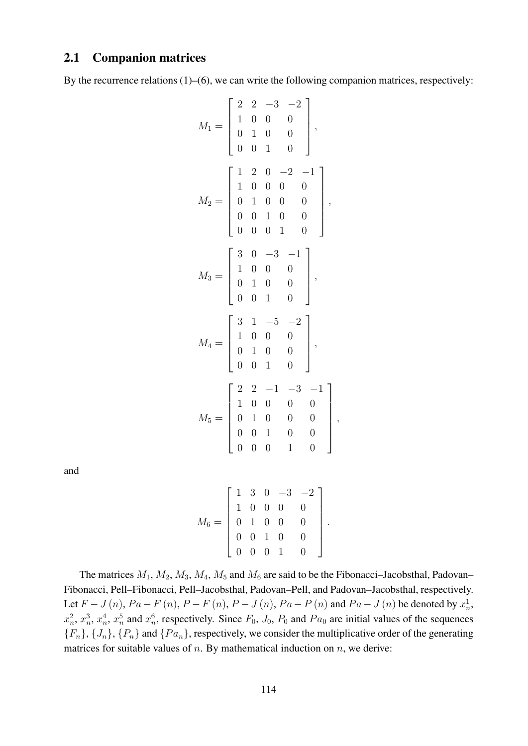## 2.1 Companion matrices

By the recurrence relations (1)–(6), we can write the following companion matrices, respectively:

$$M_1 = \begin{bmatrix} 2 & 2 & -3 & -2 \\ 1 & 0 & 0 & 0 \\ 0 & 1 & 0 & 0 \\ 0 & 0 & 1 & 0 \end{bmatrix},$$

$$M_2 = \begin{bmatrix} 1 & 2 & 0 & -2 & -1 \\ 1 & 0 & 0 & 0 & 0 \\ 0 & 1 & 0 & 0 & 0 \\ 0 & 0 & 1 & 0 & 0 \\ 0 & 0 & 0 & 1 & 0 \end{bmatrix},$$

$$M_3 = \begin{bmatrix} 3 & 0 & -3 & -1 \\ 1 & 0 & 0 & 0 \\ 0 & 1 & 0 & 0 \\ 0 & 0 & 1 & 0 \end{bmatrix},$$

$$M_4 = \begin{bmatrix} 3 & 1 & -5 & -2 \\ 1 & 0 & 0 & 0 \\ 0 & 1 & 0 & 0 \\ 0 & 0 & 1 & 0 \end{bmatrix},$$

$$M_5 = \begin{bmatrix} 2 & 2 & -1 & -3 & -1 \\ 1 & 0 & 0 & 0 & 0 \\ 0 & 1 & 0 & 0 & 0 \\ 0 & 0 & 1 & 0 & 0 \\ 0 & 0 & 0 & 1 & 0 \end{bmatrix},$$

and

$$M_6 = \begin{bmatrix} 1 & 3 & 0 & -3 & -2 \\ 1 & 0 & 0 & 0 & 0 \\ 0 & 1 & 0 & 0 & 0 \\ 0 & 0 & 1 & 0 & 0 \\ 0 & 0 & 0 & 1 & 0 \end{bmatrix}.$$

The matrices $M_1$, $M_2$, $M_3$, $M_4$, $M_5$ and $M_6$ are said to be the Fibonacci–Jacobsthal, Padovan–Fibonacci, Pell–Fibonacci, Pell–Jacobsthal, Padovan–Pell, and Padovan–Jacobsthal, respectively. Let $F - J\,(n)$, $Pa - F\,(n)$, $P - F\,(n)$, $P - J\,(n)$, $Pa - P\,(n)$ and $Pa - J\,(n)$ be denoted by $x_n^1$, $x_n^2$, $x_n^3$, $x_n^4$, $x_n^5$ and $x_n^6$, respectively. Since $F_0$, $J_0$, $P_0$ and $Pa_0$ are initial values of the sequences $\{F_n\}$, $\{J_n\}$, $\{P_n\}$ and $\{Pa_n\}$, respectively, we consider the multiplicative order of the generating matrices for suitable values of $n$. By mathematical induction on $n$, we derive: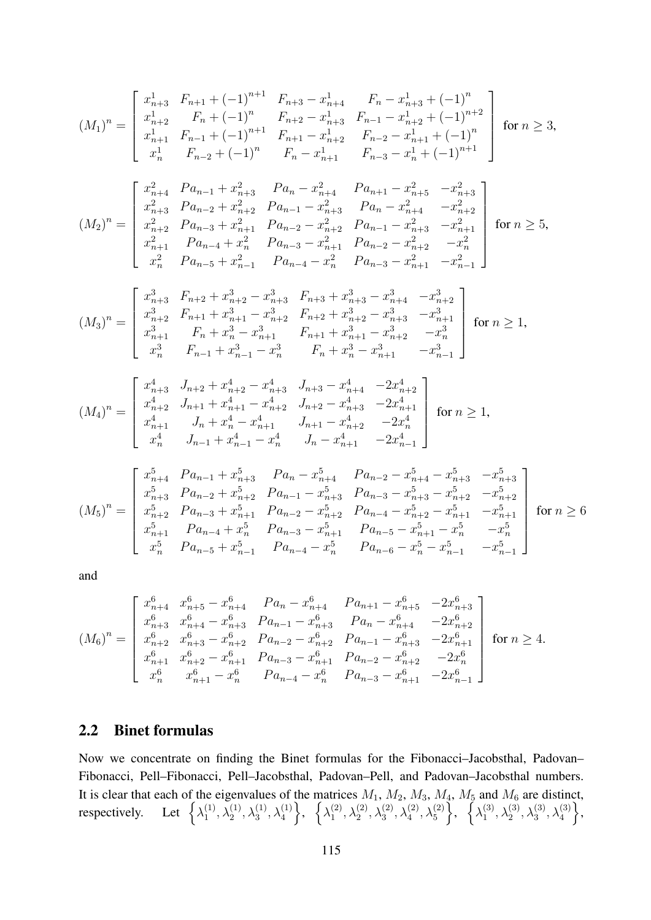$$
(M_1)^n = \left[ \begin{array}{cccc} x^1_{n+3} & F_{n+1} + (-1)^{n+1} & F_{n+3} - x^1_{n+4} & F_n - x^1_{n+3} + (-1)^n \\ x^1_{n+2} & F_n + (-1)^n & F_{n+2} - x^1_{n+3} & F_{n-1} - x^1_{n+2} + (-1)^{n+2} \\ x^1_{n+1} & F_{n-1} + (-1)^{n+1} & F_{n+1} - x^1_{n+2} & F_{n-2} - x^1_{n+1} + (-1)^n \\ x^1_n & F_{n-2} + (-1)^n & F_n - x^1_{n+1} & F_{n-3} - x^1_n + (-1)^{n+1} \end{array} \right] \text{ for } n \geq 3,
$$

$$
(M_2)^n = \left[ \begin{array}{ccccc} x^2_{n+4} & Pa_{n-1} + x^2_{n+3} & Pa_n - x^2_{n+4} & Pa_{n+1} - x^2_{n+5} & -x^2_{n+3} \\ x^2_{n+3} & Pa_{n-2} + x^2_{n+2} & Pa_{n-1} - x^2_{n+3} & Pa_n - x^2_{n+4} & -x^2_{n+2} \\ x^2_{n+2} & Pa_{n-3} + x^2_{n+1} & Pa_{n-2} - x^2_{n+2} & Pa_{n-1} - x^2_{n+3} & -x^2_{n+1} \\ x^2_{n+1} & Pa_{n-4} + x^2_n & Pa_{n-3} - x^2_{n+1} & Pa_{n-2} - x^2_{n+2} & -x^2_n \\ x^2_n & Pa_{n-5} + x^2_{n-1} & Pa_{n-4} - x^2_n & Pa_{n-3} - x^2_{n+1} & -x^2_{n-1} \end{array} \right] \text{ for } n \geq 5,
$$

$$
(M_3)^n = \left[ \begin{array}{cccc} x^3_{n+3} & F_{n+2} + x^3_{n+2} - x^3_{n+3} & F_{n+3} + x^3_{n+3} - x^3_{n+4} & -x^3_{n+2} \\ x^3_{n+2} & F_{n+1} + x^3_{n+1} - x^3_{n+2} & F_{n+2} + x^3_{n+2} - x^3_{n+3} & -x^3_{n+1} \\ x^3_{n+1} & F_n + x^3_n - x^3_{n+1} & F_{n+1} + x^3_{n+1} - x^3_{n+2} & -x^3_n \\ x^3_n & F_{n-1} + x^3_{n-1} - x^3_n & F_n + x^3_n - x^3_{n+1} & -x^3_{n-1} \end{array} \right] \text{ for } n \geq 1,
$$

$$
(M_4)^n = \left[ \begin{array}{cccc} x^4_{n+3} & J_{n+2} + x^4_{n+2} - x^4_{n+3} & J_{n+3} - x^4_{n+4} & -2x^4_{n+2} \\ x^4_{n+2} & J_{n+1} + x^4_{n+1} - x^4_{n+2} & J_{n+2} - x^4_{n+3} & -2x^4_{n+1} \\ x^4_{n+1} & J_n + x^4_n - x^4_{n+1} & J_{n+1} - x^4_{n+2} & -2x^4_n \\ x^4_n & J_{n-1} + x^4_{n-1} - x^4_n & J_n - x^4_{n+1} & -2x^4_{n-1} \end{array} \right] \text{ for } n \geq 1,
$$

$$
(M_5)^n = \left[ \begin{array}{ccccc} x^5_{n+4} & Pa_{n-1} + x^5_{n+3} & Pa_n - x^5_{n+4} & Pa_{n-2} - x^5_{n+4} - x^5_{n+3} & -x^5_{n+3} \\ x^5_{n+3} & Pa_{n-2} + x^5_{n+2} & Pa_{n-1} - x^5_{n+3} & Pa_{n-3} - x^5_{n+3} - x^5_{n+2} & -x^5_{n+2} \\ x^5_{n+2} & Pa_{n-3} + x^5_{n+1} & Pa_{n-2} - x^5_{n+2} & Pa_{n-4} - x^5_{n+2} - x^5_{n+1} & -x^5_{n+1} \\ x^5_{n+1} & Pa_{n-4} + x^5_n & Pa_{n-3} - x^5_{n+1} & Pa_{n-5} - x^5_{n+1} - x^5_n & -x^5_n \\ x^5_n & Pa_{n-5} + x^5_{n-1} & Pa_{n-4} - x^5_n & Pa_{n-6} - x^5_n - x^5_{n-1} & -x^5_{n-1} \end{array} \right] \text{ for } n \geq 6
$$

and

$$
(M_6)^n = \left[ \begin{array}{ccccc} x^6_{n+4} & x^6_{n+5} - x^6_{n+4} & Pa_n - x^6_{n+4} & Pa_{n+1} - x^6_{n+5} & -2x^6_{n+3} \\ x^6_{n+3} & x^6_{n+4} - x^6_{n+3} & Pa_{n-1} - x^6_{n+3} & Pa_n - x^6_{n+4} & -2x^6_{n+2} \\ x^6_{n+2} & x^6_{n+3} - x^6_{n+2} & Pa_{n-2} - x^6_{n+2} & Pa_{n-1} - x^6_{n+3} & -2x^6_{n+1} \\ x^6_{n+1} & x^6_{n+2} - x^6_{n+1} & Pa_{n-3} - x^6_{n+1} & Pa_{n-2} - x^6_{n+2} & -2x^6_n \\ x^6_n & x^6_{n+1} - x^6_n & Pa_{n-4} - x^6_n & Pa_{n-3} - x^6_{n+1} & -2x^6_{n-1} \end{array} \right] \text{ for } n \geq 4.
$$

## 2.2 Binet formulas

Now we concentrate on finding the Binet formulas for the Fibonacci–Jacobsthal, Padovan–Fibonacci, Pell–Fibonacci, Pell–Jacobsthal, Padovan–Pell, and Padovan–Jacobsthal numbers. It is clear that each of the eigenvalues of the matrices $M_1$, $M_2$, $M_3$, $M_4$, $M_5$ and $M_6$ are distinct, respectively. Let $\left\{\lambda^{(1)}_1, \lambda^{(1)}_2, \lambda^{(1)}_3, \lambda^{(1)}_4\right\}$, $\left\{\lambda^{(2)}_1, \lambda^{(2)}_2, \lambda^{(2)}_3, \lambda^{(2)}_4, \lambda^{(2)}_5\right\}$, $\left\{\lambda^{(3)}_1, \lambda^{(3)}_2, \lambda^{(3)}_3, \lambda^{(3)}_4\right\}$,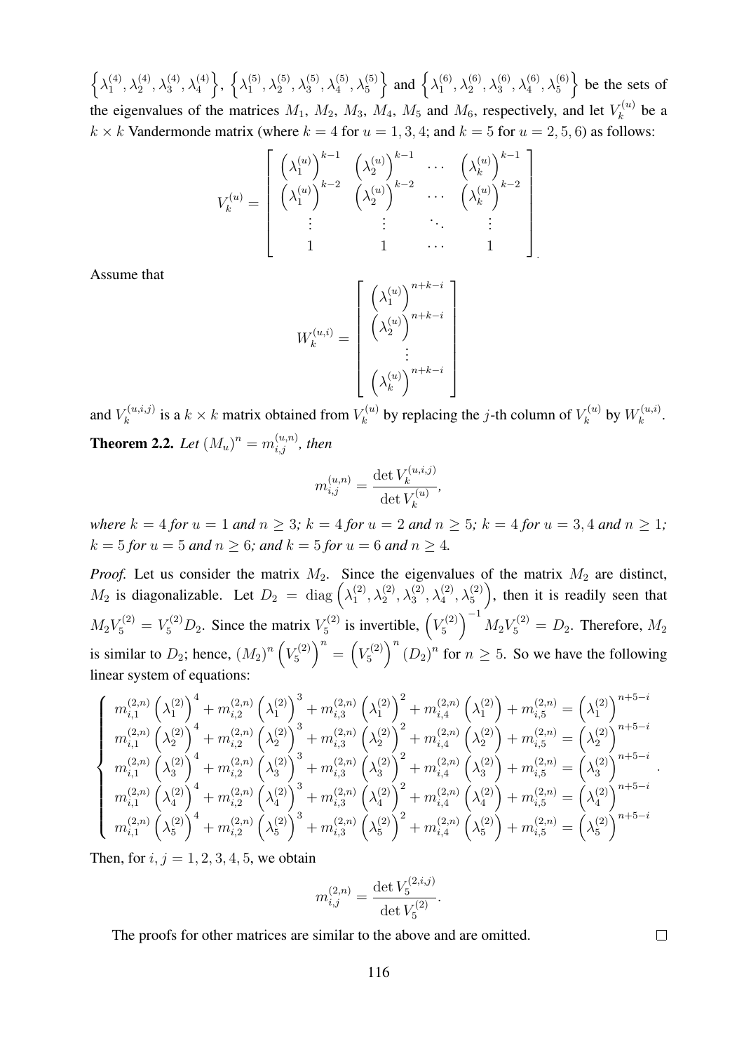$\left\{\lambda_1^{(4)}, \lambda_2^{(4)}, \lambda_3^{(4)}, \lambda_4^{(4)}\right\}$, $\left\{\lambda_1^{(5)}, \lambda_2^{(5)}, \lambda_3^{(5)}, \lambda_4^{(5)}, \lambda_5^{(5)}\right\}$ and $\left\{\lambda_1^{(6)}, \lambda_2^{(6)}, \lambda_3^{(6)}, \lambda_4^{(6)}, \lambda_5^{(6)}\right\}$ be the sets of the eigenvalues of the matrices $M_1$, $M_2$, $M_3$, $M_4$, $M_5$ and $M_6$, respectively, and let $V_k^{(u)}$ be a $k \times k$ Vandermonde matrix (where $k = 4$ for $u = 1, 3, 4$; and $k = 5$ for $u = 2, 5, 6$) as follows:

$$V_k^{(u)} = \begin{bmatrix} \left(\lambda_1^{(u)}\right)^{k-1} & \left(\lambda_2^{(u)}\right)^{k-1} & \cdots & \left(\lambda_k^{(u)}\right)^{k-1} \\ \left(\lambda_1^{(u)}\right)^{k-2} & \left(\lambda_2^{(u)}\right)^{k-2} & \cdots & \left(\lambda_k^{(u)}\right)^{k-2} \\ \vdots & \vdots & \ddots & \vdots \\ 1 & 1 & \cdots & 1 \end{bmatrix}.$$

Assume that

$$W_k^{(u,i)} = \begin{bmatrix} \left(\lambda_1^{(u)}\right)^{n+k-i} \\ \left(\lambda_2^{(u)}\right)^{n+k-i} \\ \vdots \\ \left(\lambda_k^{(u)}\right)^{n+k-i} \end{bmatrix}$$

and $V_k^{(u,i,j)}$ is a $k \times k$ matrix obtained from $V_k^{(u)}$ by replacing the $j$-th column of $V_k^{(u)}$ by $W_k^{(u,i)}$.

**Theorem 2.2.** *Let $(M_u)^n = m_{i,j}^{(u,n)}$, then*

$$m_{i,j}^{(u,n)} = \frac{\det V_k^{(u,i,j)}}{\det V_k^{(u)}},$$

*where $k = 4$ for $u = 1$ and $n \geq 3$; $k = 4$ for $u = 2$ and $n \geq 5$; $k = 4$ for $u = 3, 4$ and $n \geq 1$; $k = 5$ for $u = 5$ and $n \geq 6$; and $k = 5$ for $u = 6$ and $n \geq 4$.*

*Proof.* Let us consider the matrix $M_2$. Since the eigenvalues of the matrix $M_2$ are distinct, $M_2$ is diagonalizable. Let $D_2 = \operatorname{diag}\left(\lambda_1^{(2)}, \lambda_2^{(2)}, \lambda_3^{(2)}, \lambda_4^{(2)}, \lambda_5^{(2)}\right)$, then it is readily seen that $M_2 V_5^{(2)} = V_5^{(2)} D_2$. Since the matrix $V_5^{(2)}$ is invertible, $\left(V_5^{(2)}\right)^{-1} M_2 V_5^{(2)} = D_2$. Therefore, $M_2$ is similar to $D_2$; hence, $(M_2)^n \left(V_5^{(2)}\right)^n = \left(V_5^{(2)}\right)^n (D_2)^n$ for $n \geq 5$. So we have the following linear system of equations:

$$\begin{cases} m_{i,1}^{(2,n)}\left(\lambda_1^{(2)}\right)^4 + m_{i,2}^{(2,n)}\left(\lambda_1^{(2)}\right)^3 + m_{i,3}^{(2,n)}\left(\lambda_1^{(2)}\right)^2 + m_{i,4}^{(2,n)}\left(\lambda_1^{(2)}\right) + m_{i,5}^{(2,n)} = \left(\lambda_1^{(2)}\right)^{n+5-i} \\ m_{i,1}^{(2,n)}\left(\lambda_2^{(2)}\right)^4 + m_{i,2}^{(2,n)}\left(\lambda_2^{(2)}\right)^3 + m_{i,3}^{(2,n)}\left(\lambda_2^{(2)}\right)^2 + m_{i,4}^{(2,n)}\left(\lambda_2^{(2)}\right) + m_{i,5}^{(2,n)} = \left(\lambda_2^{(2)}\right)^{n+5-i} \\ m_{i,1}^{(2,n)}\left(\lambda_3^{(2)}\right)^4 + m_{i,2}^{(2,n)}\left(\lambda_3^{(2)}\right)^3 + m_{i,3}^{(2,n)}\left(\lambda_3^{(2)}\right)^2 + m_{i,4}^{(2,n)}\left(\lambda_3^{(2)}\right) + m_{i,5}^{(2,n)} = \left(\lambda_3^{(2)}\right)^{n+5-i} \\ m_{i,1}^{(2,n)}\left(\lambda_4^{(2)}\right)^4 + m_{i,2}^{(2,n)}\left(\lambda_4^{(2)}\right)^3 + m_{i,3}^{(2,n)}\left(\lambda_4^{(2)}\right)^2 + m_{i,4}^{(2,n)}\left(\lambda_4^{(2)}\right) + m_{i,5}^{(2,n)} = \left(\lambda_4^{(2)}\right)^{n+5-i} \\ m_{i,1}^{(2,n)}\left(\lambda_5^{(2)}\right)^4 + m_{i,2}^{(2,n)}\left(\lambda_5^{(2)}\right)^3 + m_{i,3}^{(2,n)}\left(\lambda_5^{(2)}\right)^2 + m_{i,4}^{(2,n)}\left(\lambda_5^{(2)}\right) + m_{i,5}^{(2,n)} = \left(\lambda_5^{(2)}\right)^{n+5-i} \end{cases}.$$

Then, for $i, j = 1, 2, 3, 4, 5$, we obtain

$$m_{i,j}^{(2,n)} = \frac{\det V_5^{(2,i,j)}}{\det V_5^{(2)}}.$$

The proofs for other matrices are similar to the above and are omitted. □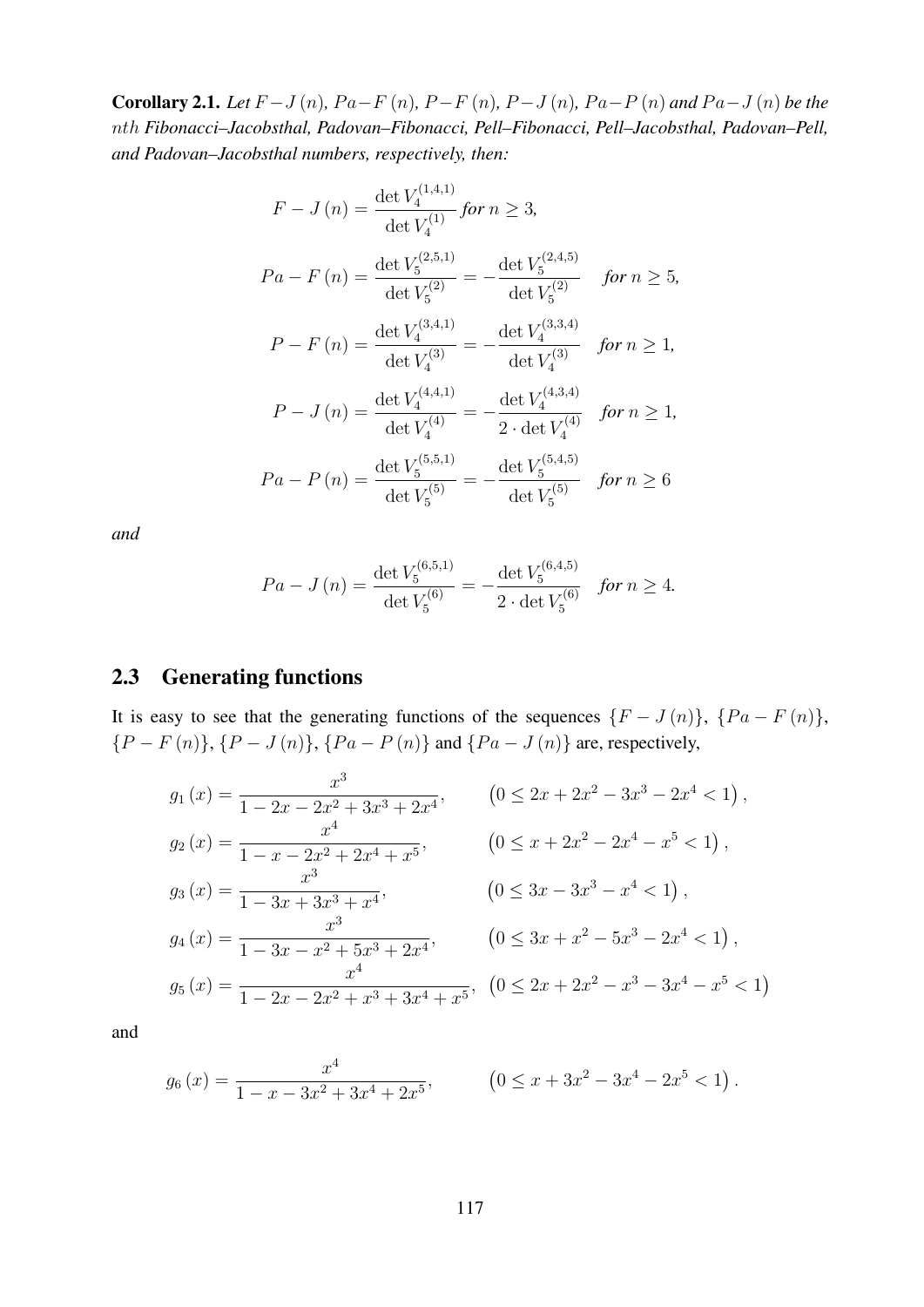**Corollary 2.1.** *Let $F-J(n)$, $Pa-F(n)$, $P-F(n)$, $P-J(n)$, $Pa-P(n)$ and $Pa-J(n)$ be the $nth$ Fibonacci–Jacobsthal, Padovan–Fibonacci, Pell–Fibonacci, Pell–Jacobsthal, Padovan–Pell, and Padovan–Jacobsthal numbers, respectively, then:*

$$F-J(n) = \frac{\det V_4^{(1,4,1)}}{\det V_4^{(1)}} \text{ for } n \geq 3,$$

$$Pa-F(n) = \frac{\det V_5^{(2,5,1)}}{\det V_5^{(2)}} = -\frac{\det V_5^{(2,4,5)}}{\det V_5^{(2)}} \quad \text{for } n \geq 5,$$

$$P-F(n) = \frac{\det V_4^{(3,4,1)}}{\det V_4^{(3)}} = -\frac{\det V_4^{(3,3,4)}}{\det V_4^{(3)}} \quad \text{for } n \geq 1,$$

$$P-J(n) = \frac{\det V_4^{(4,4,1)}}{\det V_4^{(4)}} = -\frac{\det V_4^{(4,3,4)}}{2 \cdot \det V_4^{(4)}} \quad \text{for } n \geq 1,$$

$$Pa-P(n) = \frac{\det V_5^{(5,5,1)}}{\det V_5^{(5)}} = -\frac{\det V_5^{(5,4,5)}}{\det V_5^{(5)}} \quad \text{for } n \geq 6$$

*and*

$$Pa-J(n) = \frac{\det V_5^{(6,5,1)}}{\det V_5^{(6)}} = -\frac{\det V_5^{(6,4,5)}}{2 \cdot \det V_5^{(6)}} \quad \text{for } n \geq 4.$$

## 2.3 Generating functions

It is easy to see that the generating functions of the sequences $\{F-J(n)\}$, $\{Pa-F(n)\}$, $\{P-F(n)\}$, $\{P-J(n)\}$, $\{Pa-P(n)\}$ and $\{Pa-J(n)\}$ are, respectively,

$$g_1(x) = \frac{x^3}{1-2x-2x^2+3x^3+2x^4}, \qquad \left(0 \leq 2x+2x^2-3x^3-2x^4 < 1\right),$$

$$g_2(x) = \frac{x^4}{1-x-2x^2+2x^4+x^5}, \qquad \left(0 \leq x+2x^2-2x^4-x^5 < 1\right),$$

$$g_3(x) = \frac{x^3}{1-3x+3x^3+x^4}, \qquad \left(0 \leq 3x-3x^3-x^4 < 1\right),$$

$$g_4(x) = \frac{x^3}{1-3x-x^2+5x^3+2x^4}, \qquad \left(0 \leq 3x+x^2-5x^3-2x^4 < 1\right),$$

$$g_5(x) = \frac{x^4}{1-2x-2x^2+x^3+3x^4+x^5}, \quad \left(0 \leq 2x+2x^2-x^3-3x^4-x^5 < 1\right)$$

and

$$g_6(x) = \frac{x^4}{1-x-3x^2+3x^4+2x^5}, \qquad \left(0 \leq x+3x^2-3x^4-2x^5 < 1\right).$$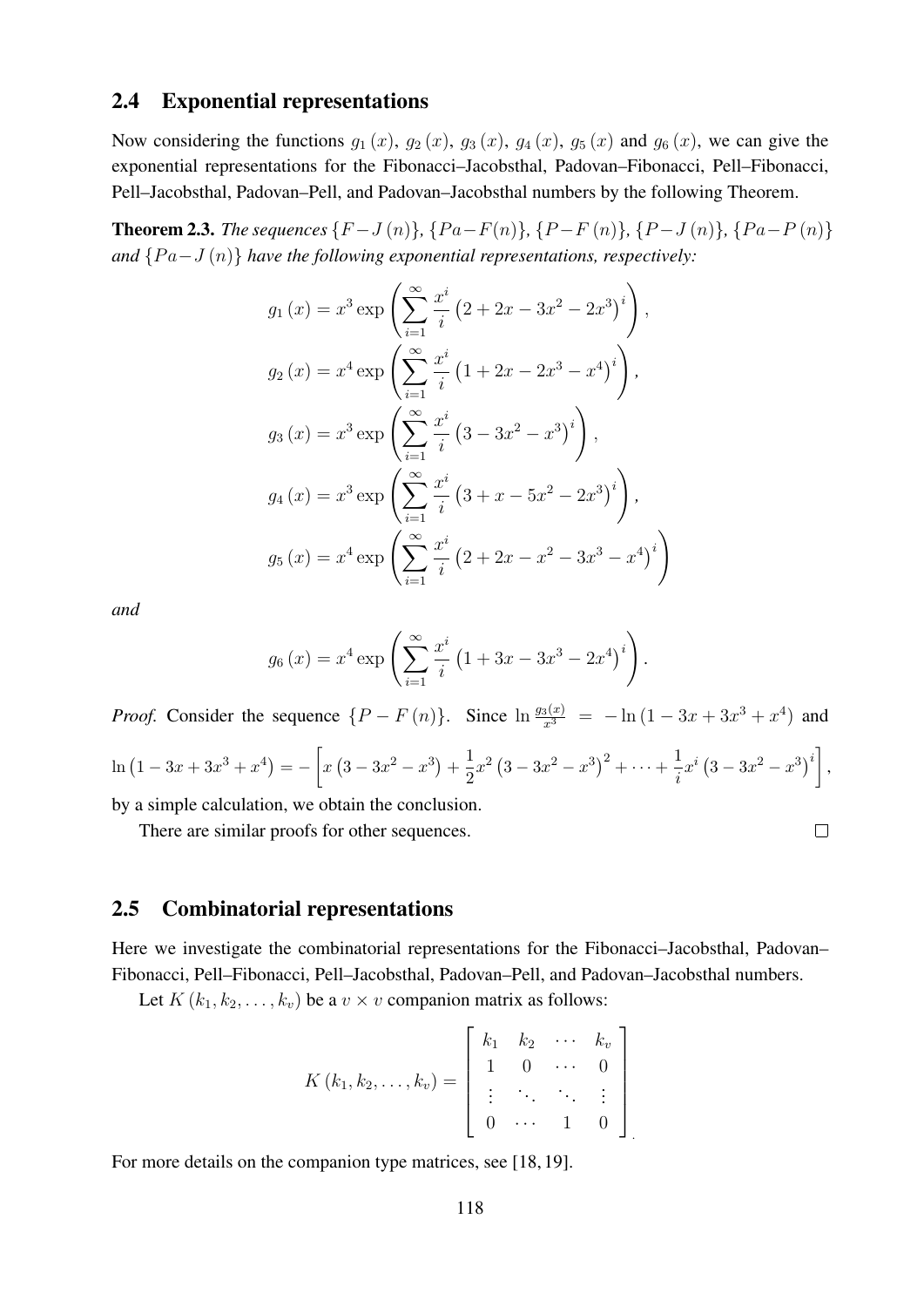## 2.4 Exponential representations

Now considering the functions $g_1(x)$, $g_2(x)$, $g_3(x)$, $g_4(x)$, $g_5(x)$ and $g_6(x)$, we can give the exponential representations for the Fibonacci–Jacobsthal, Padovan–Fibonacci, Pell–Fibonacci, Pell–Jacobsthal, Padovan–Pell, and Padovan–Jacobsthal numbers by the following Theorem.

**Theorem 2.3.** *The sequences $\{F-J(n)\}$, $\{Pa-F(n)\}$, $\{P-F(n)\}$, $\{P-J(n)\}$, $\{Pa-P(n)\}$ and $\{Pa-J(n)\}$ have the following exponential representations, respectively:*

$$g_1(x) = x^3 \exp\left(\sum_{i=1}^{\infty} \frac{x^i}{i}\left(2+2x-3x^2-2x^3\right)^i\right),$$

$$g_2(x) = x^4 \exp\left(\sum_{i=1}^{\infty} \frac{x^i}{i}\left(1+2x-2x^3-x^4\right)^i\right),$$

$$g_3(x) = x^3 \exp\left(\sum_{i=1}^{\infty} \frac{x^i}{i}\left(3-3x^2-x^3\right)^i\right),$$

$$g_4(x) = x^3 \exp\left(\sum_{i=1}^{\infty} \frac{x^i}{i}\left(3+x-5x^2-2x^3\right)^i\right),$$

$$g_5(x) = x^4 \exp\left(\sum_{i=1}^{\infty} \frac{x^i}{i}\left(2+2x-x^2-3x^3-x^4\right)^i\right)$$

*and*

$$g_6(x) = x^4 \exp\left(\sum_{i=1}^{\infty} \frac{x^i}{i}\left(1+3x-3x^3-2x^4\right)^i\right).$$

*Proof.* Consider the sequence $\{P-F(n)\}$. Since $\ln \frac{g_3(x)}{x^3} = -\ln\left(1-3x+3x^3+x^4\right)$ and

$$\ln\left(1-3x+3x^3+x^4\right) = -\left[x\left(3-3x^2-x^3\right)+\frac{1}{2}x^2\left(3-3x^2-x^3\right)^2+\cdots+\frac{1}{i}x^i\left(3-3x^2-x^3\right)^i\right],$$

by a simple calculation, we obtain the conclusion.

There are similar proofs for other sequences. □

## 2.5 Combinatorial representations

Here we investigate the combinatorial representations for the Fibonacci–Jacobsthal, Padovan–Fibonacci, Pell–Fibonacci, Pell–Jacobsthal, Padovan–Pell, and Padovan–Jacobsthal numbers.

Let $K(k_1, k_2, \ldots, k_v)$ be a $v \times v$ companion matrix as follows:

$$K(k_1, k_2, \ldots, k_v) = \begin{bmatrix} k_1 & k_2 & \cdots & k_v \\ 1 & 0 & \cdots & 0 \\ \vdots & \ddots & \ddots & \vdots \\ 0 & \cdots & 1 & 0 \end{bmatrix}.$$

For more details on the companion type matrices, see [18, 19].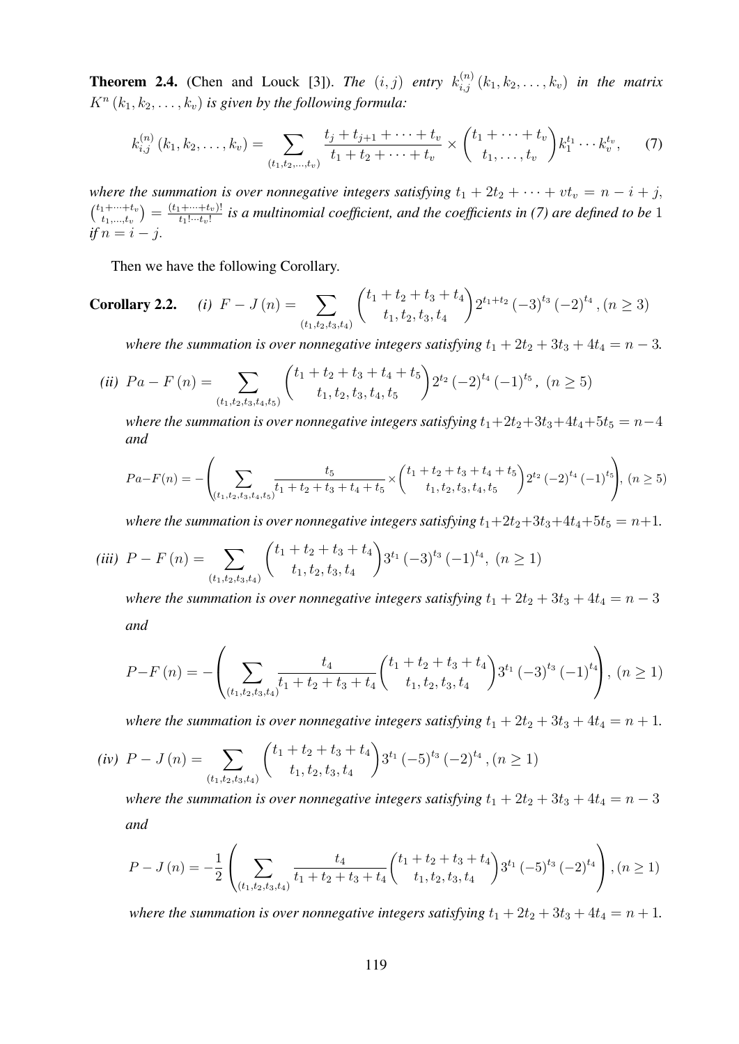**Theorem 2.4.** (Chen and Louck [3]). *The* $(i, j)$ *entry* $k_{i,j}^{(n)}(k_1, k_2, \ldots, k_v)$ *in the matrix* $K^n(k_1, k_2, \ldots, k_v)$ *is given by the following formula:*

$$k_{i,j}^{(n)}(k_1, k_2, \ldots, k_v) = \sum_{(t_1, t_2, \ldots, t_v)} \frac{t_j + t_{j+1} + \cdots + t_v}{t_1 + t_2 + \cdots + t_v} \times \binom{t_1 + \cdots + t_v}{t_1, \ldots, t_v} k_1^{t_1} \cdots k_v^{t_v}, \quad (7)$$

*where the summation is over nonnegative integers satisfying* $t_1 + 2t_2 + \cdots + vt_v = n - i + j$, $\binom{t_1+\cdots+t_v}{t_1,\ldots,t_v} = \frac{(t_1+\cdots+t_v)!}{t_1!\cdots t_v!}$ *is a multinomial coefficient, and the coefficients in (7) are defined to be* 1 *if* $n = i - j$.

Then we have the following Corollary.

**Corollary 2.2.** *(i)* $F - J(n) = \sum_{(t_1,t_2,t_3,t_4)} \binom{t_1 + t_2 + t_3 + t_4}{t_1, t_2, t_3, t_4} 2^{t_1+t_2} (-3)^{t_3} (-2)^{t_4}, (n \geq 3)$

*where the summation is over nonnegative integers satisfying* $t_1 + 2t_2 + 3t_3 + 4t_4 = n - 3$.

*(ii)* $Pa - F(n) = \sum_{(t_1,t_2,t_3,t_4,t_5)} \binom{t_1 + t_2 + t_3 + t_4 + t_5}{t_1, t_2, t_3, t_4, t_5} 2^{t_2} (-2)^{t_4} (-1)^{t_5}, \ (n \geq 5)$

*where the summation is over nonnegative integers satisfying* $t_1+2t_2+3t_3+4t_4+5t_5 = n-4$ *and*

$$Pa{-}F(n) = -\left( \sum_{(t_1,t_2,t_3,t_4,t_5)} \frac{t_5}{t_1 + t_2 + t_3 + t_4 + t_5} \times \binom{t_1 + t_2 + t_3 + t_4 + t_5}{t_1, t_2, t_3, t_4, t_5} 2^{t_2} (-2)^{t_4} (-1)^{t_5} \right), \ (n \geq 5)$$

*where the summation is over nonnegative integers satisfying* $t_1+2t_2+3t_3+4t_4+5t_5 = n+1$.

*(iii)* $P - F(n) = \sum_{(t_1,t_2,t_3,t_4)} \binom{t_1 + t_2 + t_3 + t_4}{t_1, t_2, t_3, t_4} 3^{t_1} (-3)^{t_3} (-1)^{t_4}, \ (n \geq 1)$

*where the summation is over nonnegative integers satisfying* $t_1 + 2t_2 + 3t_3 + 4t_4 = n - 3$

*and*

$$P{-}F(n) = -\left( \sum_{(t_1,t_2,t_3,t_4)} \frac{t_4}{t_1 + t_2 + t_3 + t_4} \binom{t_1 + t_2 + t_3 + t_4}{t_1, t_2, t_3, t_4} 3^{t_1} (-3)^{t_3} (-1)^{t_4} \right), \ (n \geq 1)$$

*where the summation is over nonnegative integers satisfying* $t_1 + 2t_2 + 3t_3 + 4t_4 = n + 1$.

*(iv)* $P - J(n) = \sum_{(t_1,t_2,t_3,t_4)} \binom{t_1 + t_2 + t_3 + t_4}{t_1, t_2, t_3, t_4} 3^{t_1} (-5)^{t_3} (-2)^{t_4}, (n \geq 1)$

*where the summation is over nonnegative integers satisfying* $t_1 + 2t_2 + 3t_3 + 4t_4 = n - 3$

*and*

$$P - J(n) = -\frac{1}{2} \left( \sum_{(t_1,t_2,t_3,t_4)} \frac{t_4}{t_1 + t_2 + t_3 + t_4} \binom{t_1 + t_2 + t_3 + t_4}{t_1, t_2, t_3, t_4} 3^{t_1} (-5)^{t_3} (-2)^{t_4} \right), (n \geq 1)$$

*where the summation is over nonnegative integers satisfying* $t_1 + 2t_2 + 3t_3 + 4t_4 = n + 1$.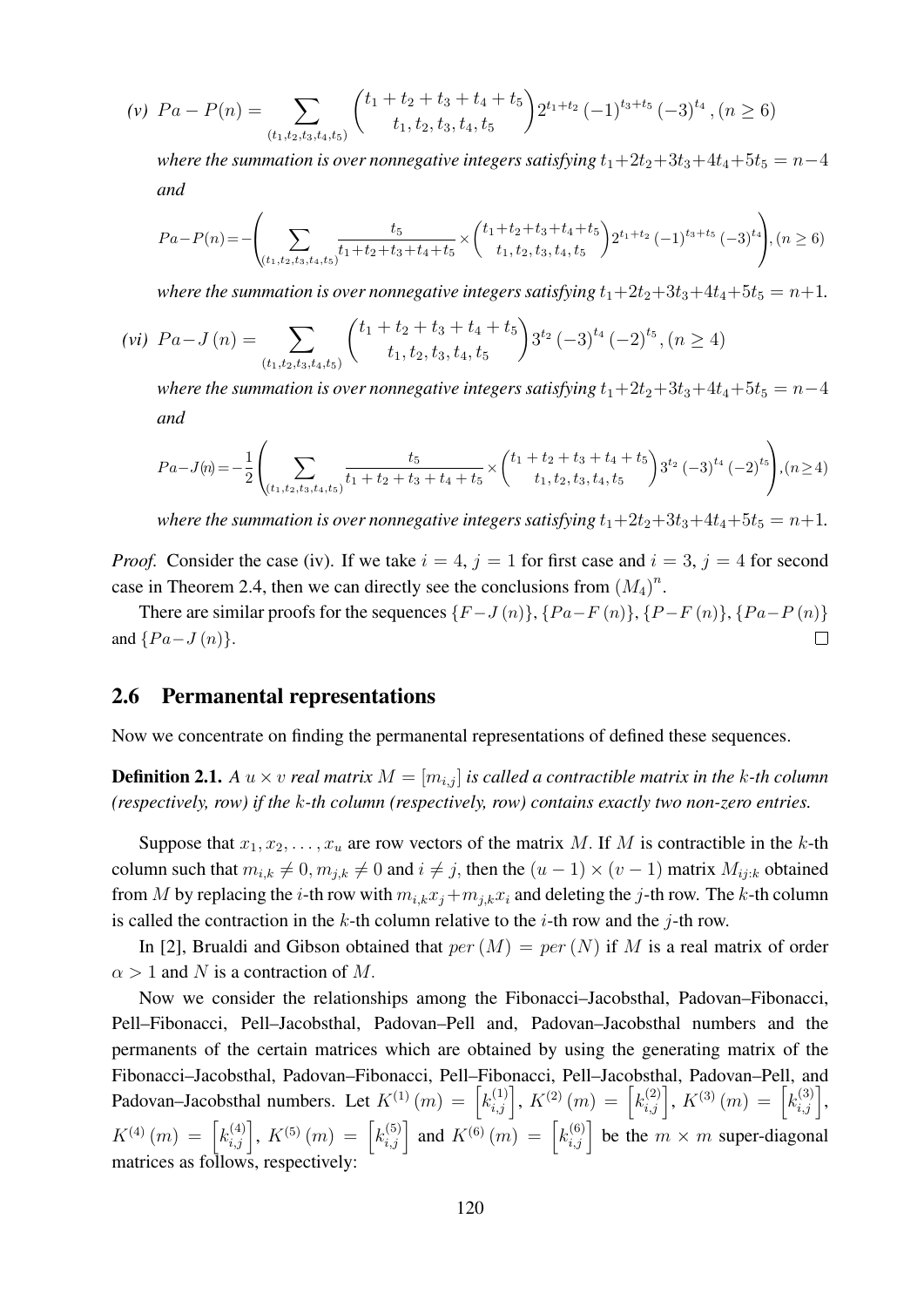*(v)* $Pa-P(n) = \sum_{(t_1,t_2,t_3,t_4,t_5)} \binom{t_1+t_2+t_3+t_4+t_5}{t_1,t_2,t_3,t_4,t_5} 2^{t_1+t_2} (-1)^{t_3+t_5} (-3)^{t_4}, (n \geq 6)$

*where the summation is over nonnegative integers satisfying* $t_1+2t_2+3t_3+4t_4+5t_5 = n-4$ *and*

$$Pa-P(n) = -\left( \sum_{(t_1,t_2,t_3,t_4,t_5)} \frac{t_5}{t_1+t_2+t_3+t_4+t_5} \times \binom{t_1+t_2+t_3+t_4+t_5}{t_1,t_2,t_3,t_4,t_5} 2^{t_1+t_2} (-1)^{t_3+t_5} (-3)^{t_4} \right), (n \geq 6)$$

*where the summation is over nonnegative integers satisfying* $t_1+2t_2+3t_3+4t_4+5t_5 = n+1$.

*(vi)* $Pa-J(n) = \sum_{(t_1,t_2,t_3,t_4,t_5)} \binom{t_1+t_2+t_3+t_4+t_5}{t_1,t_2,t_3,t_4,t_5} 3^{t_2} (-3)^{t_4} (-2)^{t_5}, (n \geq 4)$

*where the summation is over nonnegative integers satisfying* $t_1+2t_2+3t_3+4t_4+5t_5 = n-4$ *and*

$$Pa-J(n) = -\frac{1}{2}\left( \sum_{(t_1,t_2,t_3,t_4,t_5)} \frac{t_5}{t_1+t_2+t_3+t_4+t_5} \times \binom{t_1+t_2+t_3+t_4+t_5}{t_1,t_2,t_3,t_4,t_5} 3^{t_2} (-3)^{t_4} (-2)^{t_5} \right), (n \geq 4)$$

*where the summation is over nonnegative integers satisfying* $t_1+2t_2+3t_3+4t_4+5t_5 = n+1$.

*Proof.* Consider the case (iv). If we take $i = 4$, $j = 1$ for first case and $i = 3$, $j = 4$ for second case in Theorem 2.4, then we can directly see the conclusions from $(M_4)^n$.

There are similar proofs for the sequences $\{F-J(n)\}$, $\{Pa-F(n)\}$, $\{P-F(n)\}$, $\{Pa-P(n)\}$ and $\{Pa-J(n)\}$. □

## 2.6 Permanental representations

Now we concentrate on finding the permanental representations of defined these sequences.

**Definition 2.1.** *A $u \times v$ real matrix $M = [m_{i,j}]$ is called a contractible matrix in the $k$-th column (respectively, row) if the $k$-th column (respectively, row) contains exactly two non-zero entries.*

Suppose that $x_1, x_2, \ldots, x_u$ are row vectors of the matrix $M$. If $M$ is contractible in the $k$-th column such that $m_{i,k} \neq 0, m_{j,k} \neq 0$ and $i \neq j$, then the $(u-1) \times (v-1)$ matrix $M_{ij:k}$ obtained from $M$ by replacing the $i$-th row with $m_{i,k}x_j + m_{j,k}x_i$ and deleting the $j$-th row. The $k$-th column is called the contraction in the $k$-th column relative to the $i$-th row and the $j$-th row.

In [2], Brualdi and Gibson obtained that $per(M) = per(N)$ if $M$ is a real matrix of order $\alpha > 1$ and $N$ is a contraction of $M$.

Now we consider the relationships among the Fibonacci–Jacobsthal, Padovan–Fibonacci, Pell–Fibonacci, Pell–Jacobsthal, Padovan–Pell and, Padovan–Jacobsthal numbers and the permanents of the certain matrices which are obtained by using the generating matrix of the Fibonacci–Jacobsthal, Padovan–Fibonacci, Pell–Fibonacci, Pell–Jacobsthal, Padovan–Pell, and Padovan–Jacobsthal numbers. Let $K^{(1)}(m) = \left[k_{i,j}^{(1)}\right]$, $K^{(2)}(m) = \left[k_{i,j}^{(2)}\right]$, $K^{(3)}(m) = \left[k_{i,j}^{(3)}\right]$, $K^{(4)}(m) = \left[k_{i,j}^{(4)}\right]$, $K^{(5)}(m) = \left[k_{i,j}^{(5)}\right]$ and $K^{(6)}(m) = \left[k_{i,j}^{(6)}\right]$ be the $m \times m$ super-diagonal matrices as follows, respectively: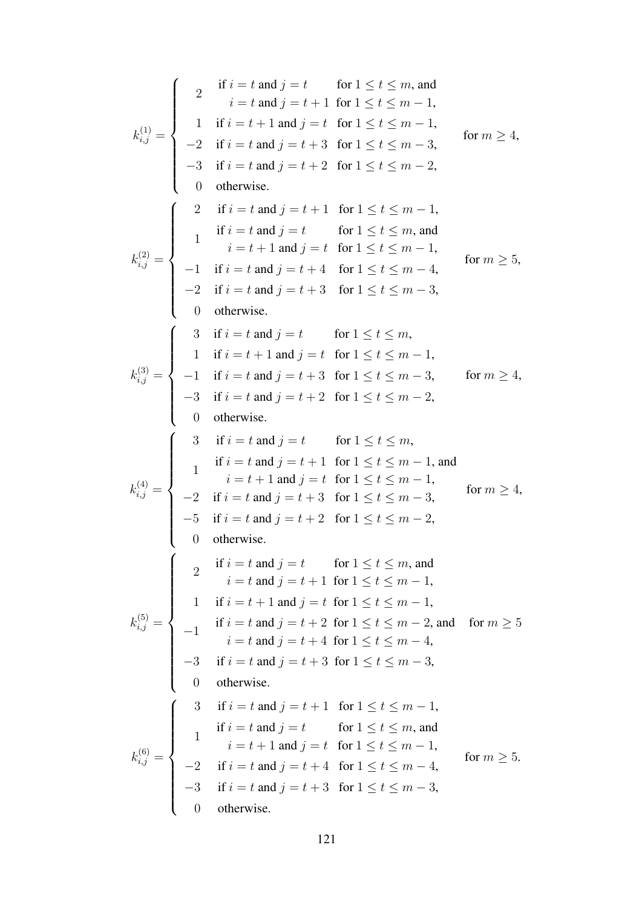$$
k_{i,j}^{(1)} = \begin{cases} 2 & \begin{array}{ll} \text{if } i=t \text{ and } j=t & \text{for } 1 \leq t \leq m, \text{ and} \\ \quad i=t \text{ and } j=t+1 & \text{for } 1 \leq t \leq m-1, \end{array} \\ 1 & \text{if } i=t+1 \text{ and } j=t \quad \text{for } 1 \leq t \leq m-1, \\ -2 & \text{if } i=t \text{ and } j=t+3 \quad \text{for } 1 \leq t \leq m-3, \\ -3 & \text{if } i=t \text{ and } j=t+2 \quad \text{for } 1 \leq t \leq m-2, \\ 0 & \text{otherwise.} \end{cases} \qquad \text{for } m \geq 4,
$$

$$
k_{i,j}^{(2)} = \begin{cases} 2 & \text{if } i=t \text{ and } j=t+1 \quad \text{for } 1 \leq t \leq m-1, \\ 1 & \begin{array}{ll} \text{if } i=t \text{ and } j=t & \text{for } 1 \leq t \leq m, \text{ and} \\ \quad i=t+1 \text{ and } j=t & \text{for } 1 \leq t \leq m-1, \end{array} \\ -1 & \text{if } i=t \text{ and } j=t+4 \quad \text{for } 1 \leq t \leq m-4, \\ -2 & \text{if } i=t \text{ and } j=t+3 \quad \text{for } 1 \leq t \leq m-3, \\ 0 & \text{otherwise.} \end{cases} \qquad \text{for } m \geq 5,
$$

$$
k_{i,j}^{(3)} = \begin{cases} 3 & \text{if } i=t \text{ and } j=t \quad \text{for } 1 \leq t \leq m, \\ 1 & \text{if } i=t+1 \text{ and } j=t \quad \text{for } 1 \leq t \leq m-1, \\ -1 & \text{if } i=t \text{ and } j=t+3 \quad \text{for } 1 \leq t \leq m-3, \\ -3 & \text{if } i=t \text{ and } j=t+2 \quad \text{for } 1 \leq t \leq m-2, \\ 0 & \text{otherwise.} \end{cases} \qquad \text{for } m \geq 4,
$$

$$
k_{i,j}^{(4)} = \begin{cases} 3 & \text{if } i=t \text{ and } j=t \quad \text{for } 1 \leq t \leq m, \\ 1 & \begin{array}{ll} \text{if } i=t \text{ and } j=t+1 & \text{for } 1 \leq t \leq m-1, \text{ and} \\ \quad i=t+1 \text{ and } j=t & \text{for } 1 \leq t \leq m-1, \end{array} \\ -2 & \text{if } i=t \text{ and } j=t+3 \quad \text{for } 1 \leq t \leq m-3, \\ -5 & \text{if } i=t \text{ and } j=t+2 \quad \text{for } 1 \leq t \leq m-2, \\ 0 & \text{otherwise.} \end{cases} \qquad \text{for } m \geq 4,
$$

$$
k_{i,j}^{(5)} = \begin{cases} 2 & \begin{array}{ll} \text{if } i=t \text{ and } j=t & \text{for } 1 \leq t \leq m, \text{ and} \\ \quad i=t \text{ and } j=t+1 & \text{for } 1 \leq t \leq m-1, \end{array} \\ 1 & \text{if } i=t+1 \text{ and } j=t \quad \text{for } 1 \leq t \leq m-1, \\ -1 & \begin{array}{ll} \text{if } i=t \text{ and } j=t+2 & \text{for } 1 \leq t \leq m-2, \text{ and} \\ \quad i=t \text{ and } j=t+4 & \text{for } 1 \leq t \leq m-4, \end{array} \\ -3 & \text{if } i=t \text{ and } j=t+3 \quad \text{for } 1 \leq t \leq m-3, \\ 0 & \text{otherwise.} \end{cases} \qquad \text{for } m \geq 5
$$

$$
k_{i,j}^{(6)} = \begin{cases} 3 & \text{if } i=t \text{ and } j=t+1 \quad \text{for } 1 \leq t \leq m-1, \\ 1 & \begin{array}{ll} \text{if } i=t \text{ and } j=t & \text{for } 1 \leq t \leq m, \text{ and} \\ \quad i=t+1 \text{ and } j=t & \text{for } 1 \leq t \leq m-1, \end{array} \\ -2 & \text{if } i=t \text{ and } j=t+4 \quad \text{for } 1 \leq t \leq m-4, \\ -3 & \text{if } i=t \text{ and } j=t+3 \quad \text{for } 1 \leq t \leq m-3, \\ 0 & \text{otherwise.} \end{cases} \qquad \text{for } m \geq 5.
$$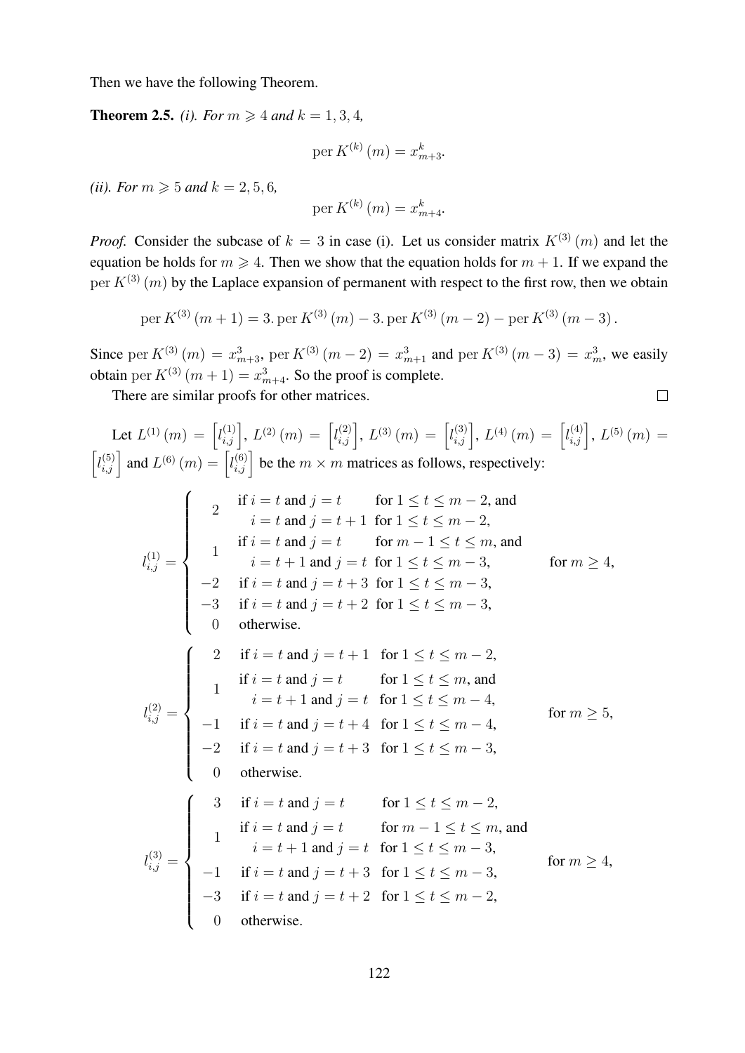Then we have the following Theorem.

**Theorem 2.5.** *(i). For $m \geqslant 4$ and $k = 1, 3, 4,$*

$$\operatorname{per} K^{(k)}(m) = x_{m+3}^{k}.$$

*(ii). For $m \geqslant 5$ and $k = 2, 5, 6,$*

$$\operatorname{per} K^{(k)}(m) = x_{m+4}^{k}.$$

*Proof.* Consider the subcase of $k = 3$ in case (i). Let us consider matrix $K^{(3)}(m)$ and let the equation be holds for $m \geqslant 4$. Then we show that the equation holds for $m + 1$. If we expand the $\operatorname{per} K^{(3)}(m)$ by the Laplace expansion of permanent with respect to the first row, then we obtain

$$\operatorname{per} K^{(3)}(m+1) = 3. \operatorname{per} K^{(3)}(m) - 3. \operatorname{per} K^{(3)}(m-2) - \operatorname{per} K^{(3)}(m-3).$$

Since $\operatorname{per} K^{(3)}(m) = x_{m+3}^{3}$, $\operatorname{per} K^{(3)}(m-2) = x_{m+1}^{3}$ and $\operatorname{per} K^{(3)}(m-3) = x_{m}^{3}$, we easily obtain $\operatorname{per} K^{(3)}(m+1) = x_{m+4}^{3}$. So the proof is complete.

There are similar proofs for other matrices. □

Let $L^{(1)}(m) = \left[l_{i,j}^{(1)}\right]$, $L^{(2)}(m) = \left[l_{i,j}^{(2)}\right]$, $L^{(3)}(m) = \left[l_{i,j}^{(3)}\right]$, $L^{(4)}(m) = \left[l_{i,j}^{(4)}\right]$, $L^{(5)}(m) = \left[l_{i,j}^{(5)}\right]$ and $L^{(6)}(m) = \left[l_{i,j}^{(6)}\right]$ be the $m \times m$ matrices as follows, respectively:

$$l_{i,j}^{(1)} = \begin{cases} 2 & \begin{array}{l} \text{if } i = t \text{ and } j = t \quad \text{for } 1 \leq t \leq m-2, \text{ and} \\ \quad i = t \text{ and } j = t+1 \ \text{ for } 1 \leq t \leq m-2, \end{array} \\ 1 & \begin{array}{l} \text{if } i = t \text{ and } j = t \quad \text{for } m-1 \leq t \leq m, \text{ and} \\ \quad i = t+1 \text{ and } j = t \ \text{ for } 1 \leq t \leq m-3, \end{array} \\ -2 & \text{if } i = t \text{ and } j = t+3 \ \text{ for } 1 \leq t \leq m-3, \\ -3 & \text{if } i = t \text{ and } j = t+2 \ \text{ for } 1 \leq t \leq m-3, \\ 0 & \text{otherwise.} \end{cases} \quad \text{for } m \geq 4,$$

$$l_{i,j}^{(2)} = \begin{cases} 2 & \text{if } i = t \text{ and } j = t+1 \ \text{ for } 1 \leq t \leq m-2, \\ 1 & \begin{array}{l} \text{if } i = t \text{ and } j = t \quad \text{for } 1 \leq t \leq m, \text{ and} \\ \quad i = t+1 \text{ and } j = t \ \text{ for } 1 \leq t \leq m-4, \end{array} \\ -1 & \text{if } i = t \text{ and } j = t+4 \ \text{ for } 1 \leq t \leq m-4, \\ -2 & \text{if } i = t \text{ and } j = t+3 \ \text{ for } 1 \leq t \leq m-3, \\ 0 & \text{otherwise.} \end{cases} \quad \text{for } m \geq 5,$$

$$l_{i,j}^{(3)} = \begin{cases} 3 & \text{if } i = t \text{ and } j = t \quad \text{for } 1 \leq t \leq m-2, \\ 1 & \begin{array}{l} \text{if } i = t \text{ and } j = t \quad \text{for } m-1 \leq t \leq m, \text{ and} \\ \quad i = t+1 \text{ and } j = t \ \text{ for } 1 \leq t \leq m-3, \end{array} \\ -1 & \text{if } i = t \text{ and } j = t+3 \ \text{ for } 1 \leq t \leq m-3, \\ -3 & \text{if } i = t \text{ and } j = t+2 \ \text{ for } 1 \leq t \leq m-2, \\ 0 & \text{otherwise.} \end{cases} \quad \text{for } m \geq 4,$$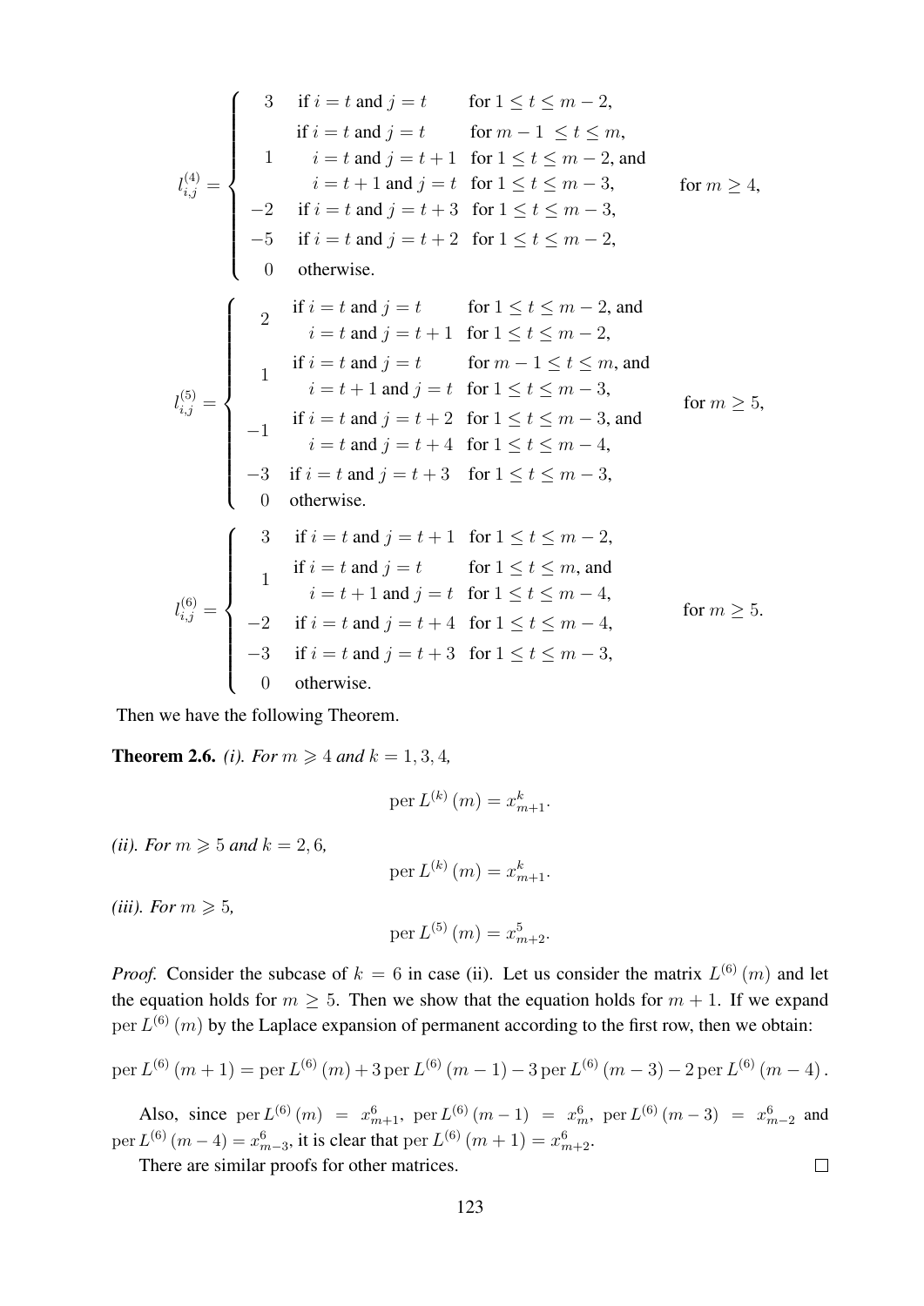$$l_{i,j}^{(4)} = \begin{cases} 3 & \text{if } i=t \text{ and } j=t \quad \text{for } 1 \le t \le m-2, \\ 1 & \begin{array}{l} \text{if } i=t \text{ and } j=t \quad \text{for } m-1 \le t \le m, \\ \quad i=t \text{ and } j=t+1 \quad \text{for } 1 \le t \le m-2, \text{ and} \\ \quad i=t+1 \text{ and } j=t \quad \text{for } 1 \le t \le m-3, \end{array} \\ -2 & \text{if } i=t \text{ and } j=t+3 \quad \text{for } 1 \le t \le m-3, \\ -5 & \text{if } i=t \text{ and } j=t+2 \quad \text{for } 1 \le t \le m-2, \\ 0 & \text{otherwise.} \end{cases} \quad \text{for } m \ge 4,$$

$$l_{i,j}^{(5)} = \begin{cases} 2 & \begin{array}{l} \text{if } i=t \text{ and } j=t \quad \text{for } 1 \le t \le m-2, \text{ and} \\ \quad i=t \text{ and } j=t+1 \quad \text{for } 1 \le t \le m-2, \end{array} \\ 1 & \begin{array}{l} \text{if } i=t \text{ and } j=t \quad \text{for } m-1 \le t \le m, \text{ and} \\ \quad i=t+1 \text{ and } j=t \quad \text{for } 1 \le t \le m-3, \end{array} \\ -1 & \begin{array}{l} \text{if } i=t \text{ and } j=t+2 \quad \text{for } 1 \le t \le m-3, \text{ and} \\ \quad i=t \text{ and } j=t+4 \quad \text{for } 1 \le t \le m-4, \end{array} \\ -3 & \text{if } i=t \text{ and } j=t+3 \quad \text{for } 1 \le t \le m-3, \\ 0 & \text{otherwise.} \end{cases} \quad \text{for } m \ge 5,$$

$$l_{i,j}^{(6)} = \begin{cases} 3 & \text{if } i=t \text{ and } j=t+1 \quad \text{for } 1 \le t \le m-2, \\ 1 & \begin{array}{l} \text{if } i=t \text{ and } j=t \quad \text{for } 1 \le t \le m, \text{ and} \\ \quad i=t+1 \text{ and } j=t \quad \text{for } 1 \le t \le m-4, \end{array} \\ -2 & \text{if } i=t \text{ and } j=t+4 \quad \text{for } 1 \le t \le m-4, \\ -3 & \text{if } i=t \text{ and } j=t+3 \quad \text{for } 1 \le t \le m-3, \\ 0 & \text{otherwise.} \end{cases} \quad \text{for } m \ge 5.$$

Then we have the following Theorem.

**Theorem 2.6.** *(i). For $m \geqslant 4$ and $k = 1, 3, 4$,*

$$\operatorname{per} L^{(k)}(m) = x_{m+1}^{k}.$$

*(ii). For $m \geqslant 5$ and $k = 2, 6$,*

$$\operatorname{per} L^{(k)}(m) = x_{m+1}^{k}.$$

*(iii). For $m \geqslant 5$,*

$$\operatorname{per} L^{(5)}(m) = x_{m+2}^{5}.$$

*Proof.* Consider the subcase of $k = 6$ in case (ii). Let us consider the matrix $L^{(6)}(m)$ and let the equation holds for $m \geq 5$. Then we show that the equation holds for $m+1$. If we expand $\operatorname{per} L^{(6)}(m)$ by the Laplace expansion of permanent according to the first row, then we obtain:

$$\operatorname{per} L^{(6)}(m+1) = \operatorname{per} L^{(6)}(m) + 3 \operatorname{per} L^{(6)}(m-1) - 3 \operatorname{per} L^{(6)}(m-3) - 2 \operatorname{per} L^{(6)}(m-4).$$

Also, since $\operatorname{per} L^{(6)}(m) = x_{m+1}^{6}$, $\operatorname{per} L^{(6)}(m-1) = x_{m}^{6}$, $\operatorname{per} L^{(6)}(m-3) = x_{m-2}^{6}$ and $\operatorname{per} L^{(6)}(m-4) = x_{m-3}^{6}$, it is clear that $\operatorname{per} L^{(6)}(m+1) = x_{m+2}^{6}$.

There are similar proofs for other matrices. □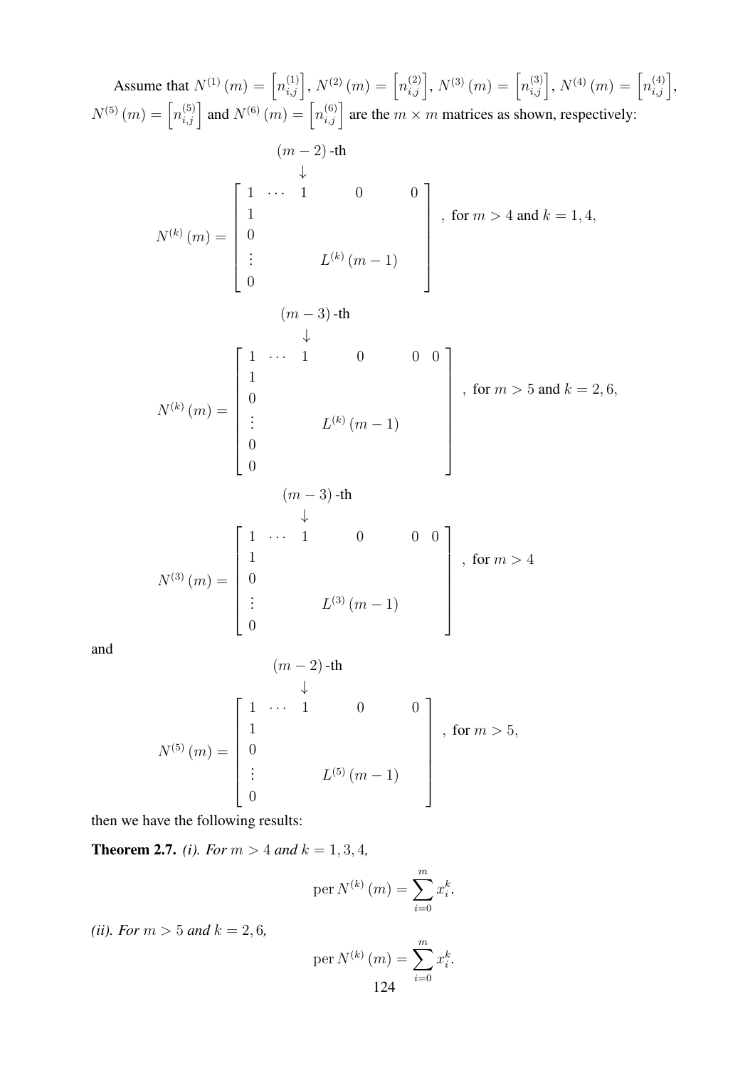Assume that $N^{(1)}(m) = \left[n_{i,j}^{(1)}\right]$, $N^{(2)}(m) = \left[n_{i,j}^{(2)}\right]$, $N^{(3)}(m) = \left[n_{i,j}^{(3)}\right]$, $N^{(4)}(m) = \left[n_{i,j}^{(4)}\right]$, $N^{(5)}(m) = \left[n_{i,j}^{(5)}\right]$ and $N^{(6)}(m) = \left[n_{i,j}^{(6)}\right]$ are the $m \times m$ matrices as shown, respectively:

$$N^{(k)}(m) = \begin{bmatrix} 1 & \cdots & \underset{\uparrow\,(m-2)\text{-th}}{1} & 0 & 0 \\ 1 & & & & \\ 0 & & & & \\ \vdots & & L^{(k)}(m-1) & & \\ 0 & & & & \end{bmatrix}, \text{ for } m > 4 \text{ and } k = 1, 4,$$

$$N^{(k)}(m) = \begin{bmatrix} 1 & \cdots & \underset{\uparrow\,(m-3)\text{-th}}{1} & 0 & 0 & 0 \\ 1 & & & & & \\ 0 & & & & & \\ \vdots & & L^{(k)}(m-1) & & & \\ 0 & & & & & \\ 0 & & & & & \end{bmatrix}, \text{ for } m > 5 \text{ and } k = 2, 6,$$

$$N^{(3)}(m) = \begin{bmatrix} 1 & \cdots & \underset{\uparrow\,(m-3)\text{-th}}{1} & 0 & 0 & 0 \\ 1 & & & & & \\ 0 & & & & & \\ \vdots & & L^{(3)}(m-1) & & & \\ 0 & & & & & \end{bmatrix}, \text{ for } m > 4$$

and

$$N^{(5)}(m) = \begin{bmatrix} 1 & \cdots & \underset{\uparrow\,(m-2)\text{-th}}{1} & 0 & 0 \\ 1 & & & & \\ 0 & & & & \\ \vdots & & L^{(5)}(m-1) & & \\ 0 & & & & \end{bmatrix}, \text{ for } m > 5,$$

then we have the following results:

**Theorem 2.7.** *(i). For $m > 4$ and $k = 1, 3, 4$,*

$$\operatorname{per} N^{(k)}(m) = \sum_{i=0}^{m} x_i^k.$$

*(ii). For $m > 5$ and $k = 2, 6$,*

$$\operatorname{per} N^{(k)}(m) = \sum_{i=0}^{m} x_i^k.$$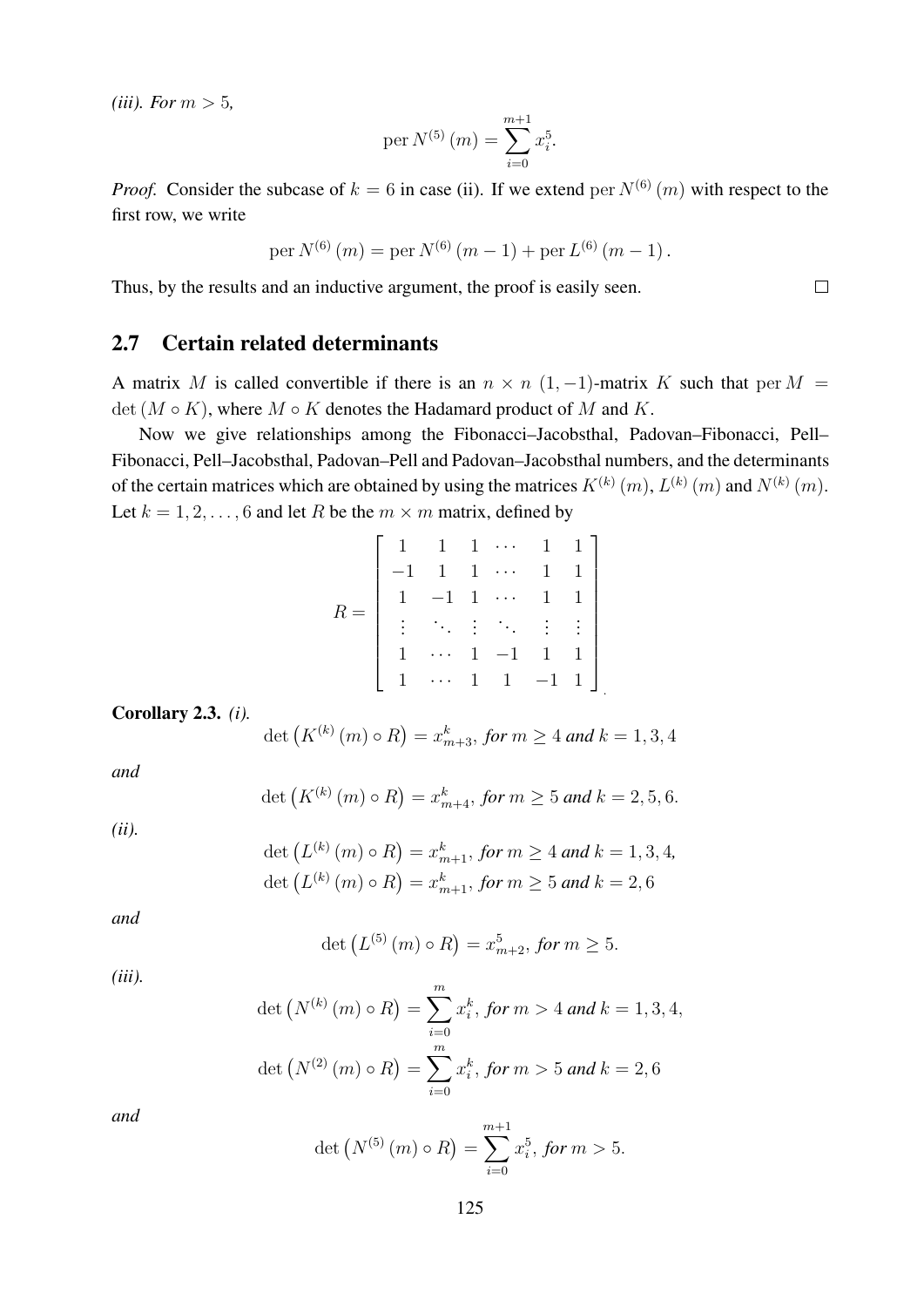*(iii). For $m > 5$,*

$$\operatorname{per} N^{(5)}(m) = \sum_{i=0}^{m+1} x_i^5.$$

*Proof.* Consider the subcase of $k = 6$ in case (ii). If we extend $\operatorname{per} N^{(6)}(m)$ with respect to the first row, we write

$$\operatorname{per} N^{(6)}(m) = \operatorname{per} N^{(6)}(m-1) + \operatorname{per} L^{(6)}(m-1).$$

Thus, by the results and an inductive argument, the proof is easily seen. □

## 2.7 Certain related determinants

A matrix $M$ is called convertible if there is an $n \times n$ $(1,-1)$-matrix $K$ such that $\operatorname{per} M = \det(M \circ K)$, where $M \circ K$ denotes the Hadamard product of $M$ and $K$.

Now we give relationships among the Fibonacci–Jacobsthal, Padovan–Fibonacci, Pell–Fibonacci, Pell–Jacobsthal, Padovan–Pell and Padovan–Jacobsthal numbers, and the determinants of the certain matrices which are obtained by using the matrices $K^{(k)}(m)$, $L^{(k)}(m)$ and $N^{(k)}(m)$. Let $k = 1, 2, \ldots, 6$ and let $R$ be the $m \times m$ matrix, defined by

$$R = \begin{bmatrix} 1 & 1 & 1 & \cdots & 1 & 1 \\ -1 & 1 & 1 & \cdots & 1 & 1 \\ 1 & -1 & 1 & \cdots & 1 & 1 \\ \vdots & \ddots & \vdots & \ddots & \vdots & \vdots \\ 1 & \cdots & 1 & -1 & 1 & 1 \\ 1 & \cdots & 1 & 1 & -1 & 1 \end{bmatrix}.$$

**Corollary 2.3.** *(i).*

$$\det\left(K^{(k)}(m) \circ R\right) = x_{m+3}^k, \text{ for } m \geq 4 \text{ and } k = 1, 3, 4$$

*and*

$$\det\left(K^{(k)}(m) \circ R\right) = x_{m+4}^k, \text{ for } m \geq 5 \text{ and } k = 2, 5, 6.$$

*(ii).*

$$\det\left(L^{(k)}(m) \circ R\right) = x_{m+1}^k, \text{ for } m \geq 4 \text{ and } k = 1, 3, 4,$$

$$\det\left(L^{(k)}(m) \circ R\right) = x_{m+1}^k, \text{ for } m \geq 5 \text{ and } k = 2, 6$$

*and*

$$\det\left(L^{(5)}(m) \circ R\right) = x_{m+2}^5, \text{ for } m \geq 5.$$

*(iii).*

$$\det\left(N^{(k)}(m) \circ R\right) = \sum_{i=0}^{m} x_i^k, \text{ for } m > 4 \text{ and } k = 1, 3, 4,$$

$$\det\left(N^{(2)}(m) \circ R\right) = \sum_{i=0}^{m} x_i^k, \text{ for } m > 5 \text{ and } k = 2, 6$$

*and*

$$\det\left(N^{(5)}(m) \circ R\right) = \sum_{i=0}^{m+1} x_i^5, \text{ for } m > 5.$$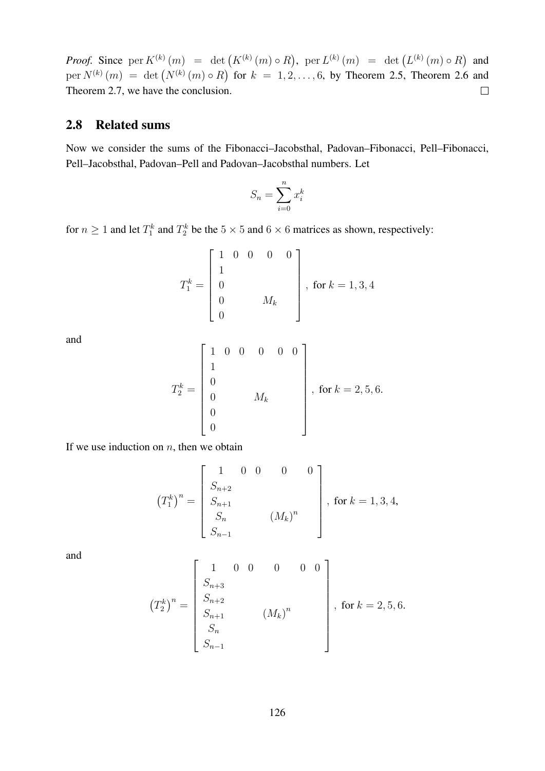*Proof.* Since $\operatorname{per} K^{(k)}(m) = \det\left(K^{(k)}(m) \circ R\right)$, $\operatorname{per} L^{(k)}(m) = \det\left(L^{(k)}(m) \circ R\right)$ and $\operatorname{per} N^{(k)}(m) = \det\left(N^{(k)}(m) \circ R\right)$ for $k = 1, 2, \ldots, 6$, by Theorem 2.5, Theorem 2.6 and Theorem 2.7, we have the conclusion. $\square$

## 2.8 Related sums

Now we consider the sums of the Fibonacci–Jacobsthal, Padovan–Fibonacci, Pell–Fibonacci, Pell–Jacobsthal, Padovan–Pell and Padovan–Jacobsthal numbers. Let

$$S_n = \sum_{i=0}^{n} x_i^k$$

for $n \geq 1$ and let $T_1^k$ and $T_2^k$ be the $5 \times 5$ and $6 \times 6$ matrices as shown, respectively:

$$T_1^k = \begin{bmatrix} 1 & 0 & 0 & 0 & 0 \\ 1 & & & & \\ 0 & & & & \\ 0 & & M_k & & \\ 0 & & & & \end{bmatrix}, \text{ for } k = 1, 3, 4$$

and

$$T_2^k = \begin{bmatrix} 1 & 0 & 0 & 0 & 0 & 0 \\ 1 & & & & & \\ 0 & & & & & \\ 0 & & M_k & & & \\ 0 & & & & & \\ 0 & & & & & \end{bmatrix}, \text{ for } k = 2, 5, 6.$$

If we use induction on $n$, then we obtain

$$\left(T_1^k\right)^n = \begin{bmatrix} 1 & 0 & 0 & 0 & 0 \\ S_{n+2} & & & & \\ S_{n+1} & & & & \\ S_n & & (M_k)^n & & \\ S_{n-1} & & & & \end{bmatrix}, \text{ for } k = 1, 3, 4,$$

and

$$\left(T_2^k\right)^n = \begin{bmatrix} 1 & 0 & 0 & 0 & 0 & 0 \\ S_{n+3} & & & & & \\ S_{n+2} & & & & & \\ S_{n+1} & & (M_k)^n & & & \\ S_n & & & & & \\ S_{n-1} & & & & & \end{bmatrix}, \text{ for } k = 2, 5, 6.$$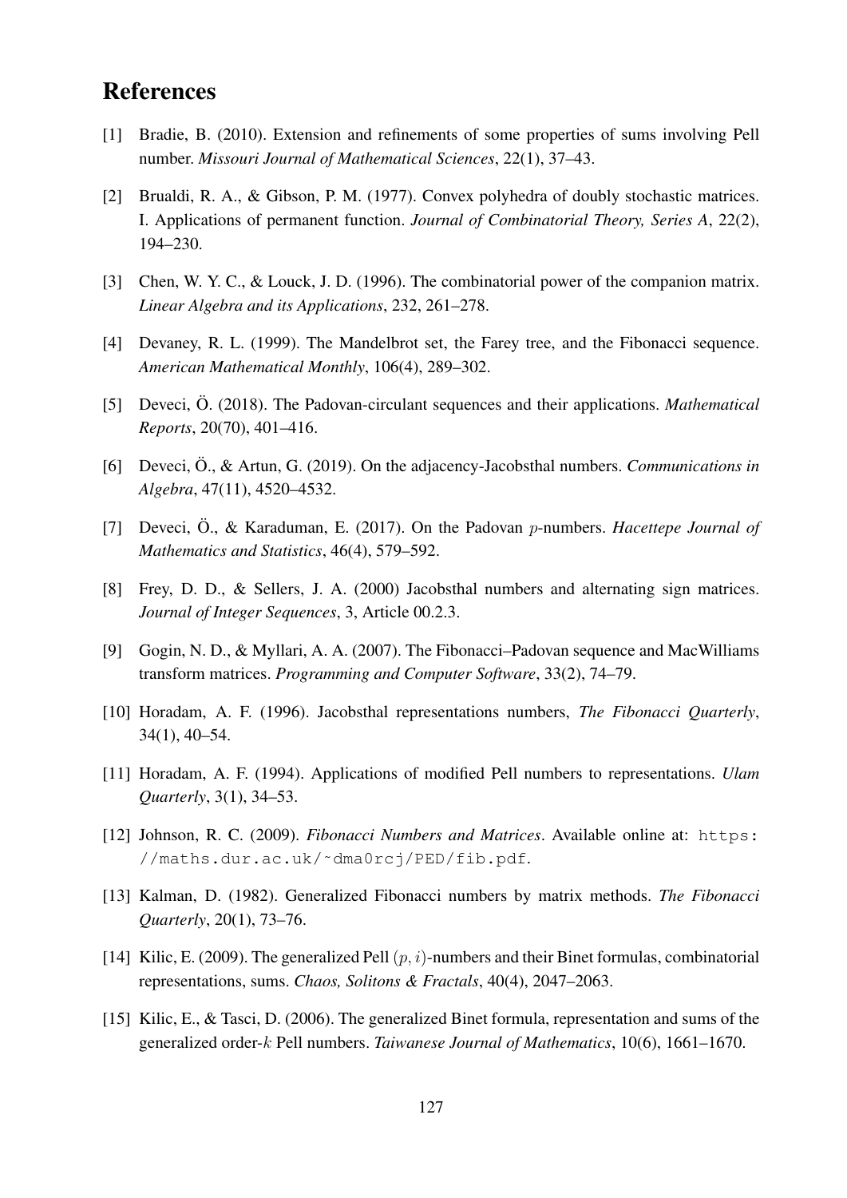# References

[1] Bradie, B. (2010). Extension and refinements of some properties of sums involving Pell number. *Missouri Journal of Mathematical Sciences*, 22(1), 37–43.

[2] Brualdi, R. A., & Gibson, P. M. (1977). Convex polyhedra of doubly stochastic matrices. I. Applications of permanent function. *Journal of Combinatorial Theory, Series A*, 22(2), 194–230.

[3] Chen, W. Y. C., & Louck, J. D. (1996). The combinatorial power of the companion matrix. *Linear Algebra and its Applications*, 232, 261–278.

[4] Devaney, R. L. (1999). The Mandelbrot set, the Farey tree, and the Fibonacci sequence. *American Mathematical Monthly*, 106(4), 289–302.

[5] Deveci, Ö. (2018). The Padovan-circulant sequences and their applications. *Mathematical Reports*, 20(70), 401–416.

[6] Deveci, Ö., & Artun, G. (2019). On the adjacency-Jacobsthal numbers. *Communications in Algebra*, 47(11), 4520–4532.

[7] Deveci, Ö., & Karaduman, E. (2017). On the Padovan $p$-numbers. *Hacettepe Journal of Mathematics and Statistics*, 46(4), 579–592.

[8] Frey, D. D., & Sellers, J. A. (2000) Jacobsthal numbers and alternating sign matrices. *Journal of Integer Sequences*, 3, Article 00.2.3.

[9] Gogin, N. D., & Myllari, A. A. (2007). The Fibonacci–Padovan sequence and MacWilliams transform matrices. *Programming and Computer Software*, 33(2), 74–79.

[10] Horadam, A. F. (1996). Jacobsthal representations numbers, *The Fibonacci Quarterly*, 34(1), 40–54.

[11] Horadam, A. F. (1994). Applications of modified Pell numbers to representations. *Ulam Quarterly*, 3(1), 34–53.

[12] Johnson, R. C. (2009). *Fibonacci Numbers and Matrices*. Available online at: `https://maths.dur.ac.uk/~dma0rcj/PED/fib.pdf`.

[13] Kalman, D. (1982). Generalized Fibonacci numbers by matrix methods. *The Fibonacci Quarterly*, 20(1), 73–76.

[14] Kilic, E. (2009). The generalized Pell $(p, i)$-numbers and their Binet formulas, combinatorial representations, sums. *Chaos, Solitons & Fractals*, 40(4), 2047–2063.

[15] Kilic, E., & Tasci, D. (2006). The generalized Binet formula, representation and sums of the generalized order-$k$ Pell numbers. *Taiwanese Journal of Mathematics*, 10(6), 1661–1670.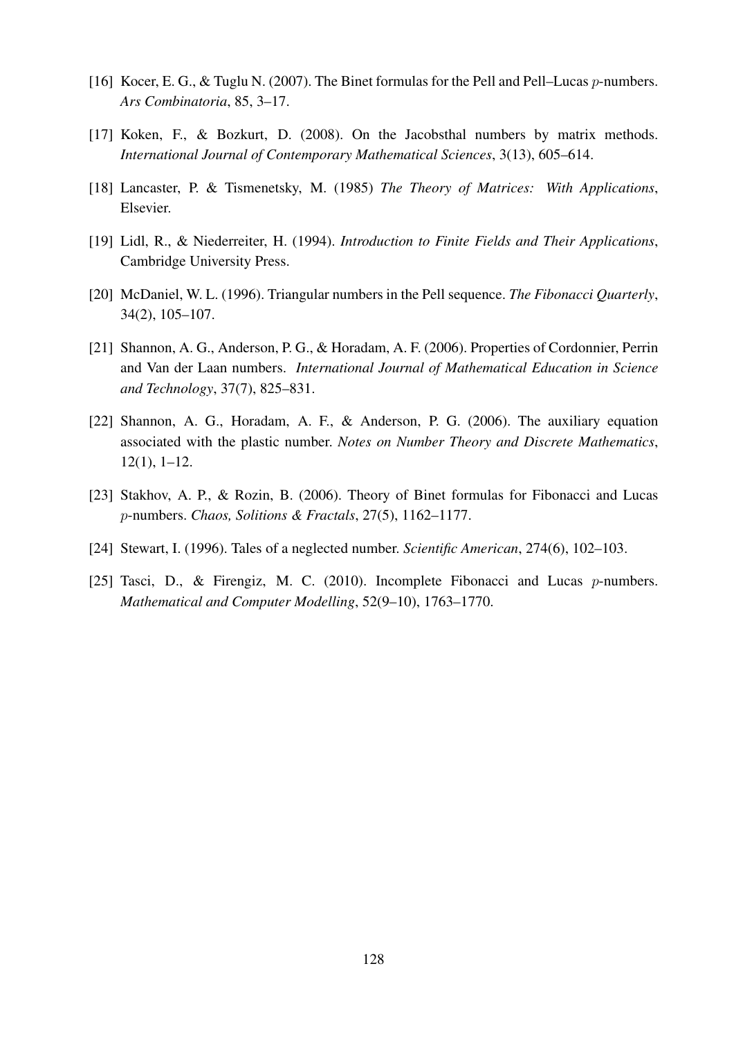[16] Kocer, E. G., & Tuglu N. (2007). The Binet formulas for the Pell and Pell–Lucas $p$-numbers. *Ars Combinatoria*, 85, 3–17.

[17] Koken, F., & Bozkurt, D. (2008). On the Jacobsthal numbers by matrix methods. *International Journal of Contemporary Mathematical Sciences*, 3(13), 605–614.

[18] Lancaster, P. & Tismenetsky, M. (1985) *The Theory of Matrices: With Applications*, Elsevier.

[19] Lidl, R., & Niederreiter, H. (1994). *Introduction to Finite Fields and Their Applications*, Cambridge University Press.

[20] McDaniel, W. L. (1996). Triangular numbers in the Pell sequence. *The Fibonacci Quarterly*, 34(2), 105–107.

[21] Shannon, A. G., Anderson, P. G., & Horadam, A. F. (2006). Properties of Cordonnier, Perrin and Van der Laan numbers. *International Journal of Mathematical Education in Science and Technology*, 37(7), 825–831.

[22] Shannon, A. G., Horadam, A. F., & Anderson, P. G. (2006). The auxiliary equation associated with the plastic number. *Notes on Number Theory and Discrete Mathematics*, 12(1), 1–12.

[23] Stakhov, A. P., & Rozin, B. (2006). Theory of Binet formulas for Fibonacci and Lucas $p$-numbers. *Chaos, Solitions & Fractals*, 27(5), 1162–1177.

[24] Stewart, I. (1996). Tales of a neglected number. *Scientific American*, 274(6), 102–103.

[25] Tasci, D., & Firengiz, M. C. (2010). Incomplete Fibonacci and Lucas $p$-numbers. *Mathematical and Computer Modelling*, 52(9–10), 1763–1770.